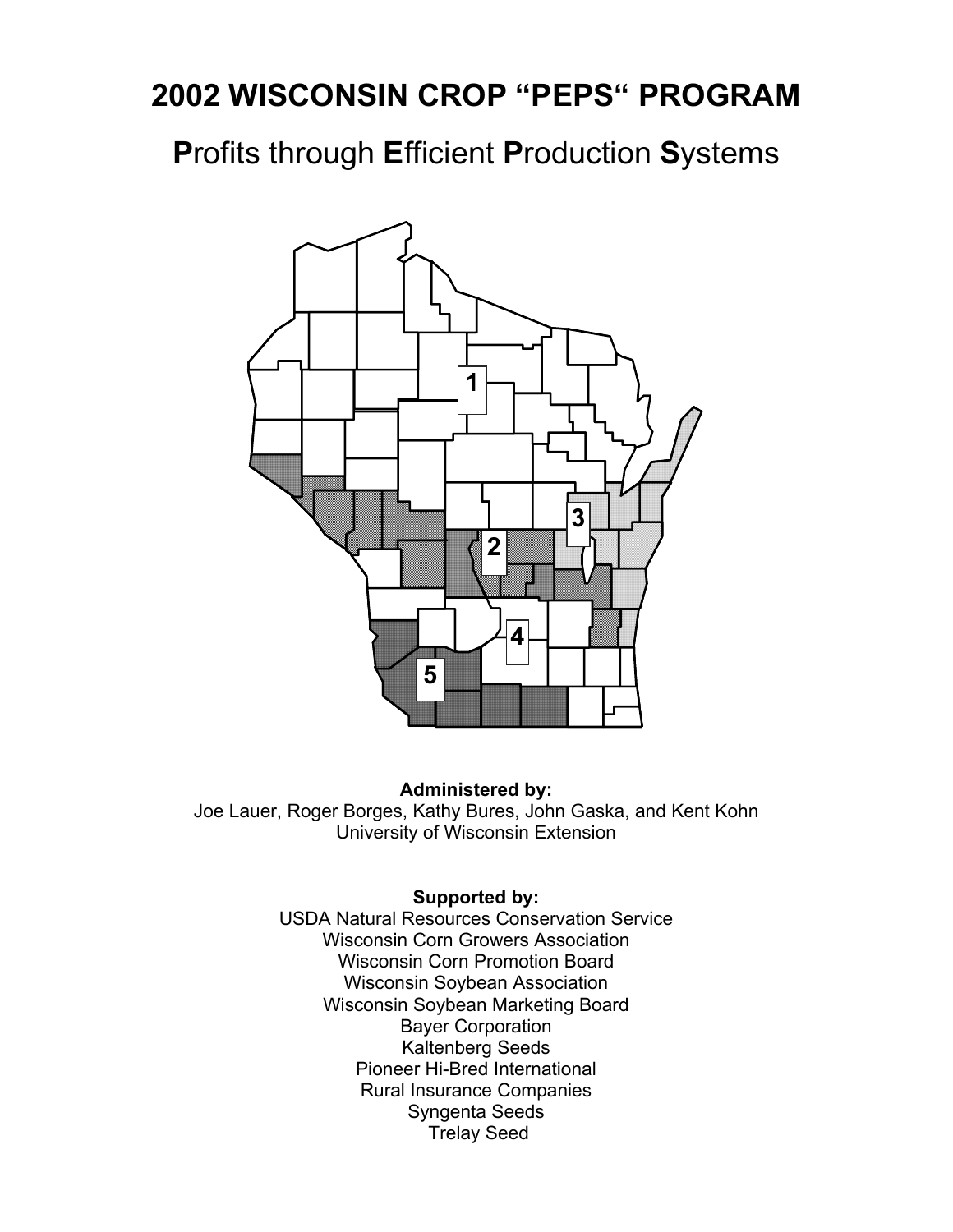# 2002 WISCONSIN CROP “PEPS“ PROGRAM

## **P**rofits through **E**fficient **P**roduction **S**ystems

1

2

3

4

5

**Administered by:**
Joe Lauer, Roger Borges, Kathy Bures, John Gaska, and Kent Kohn
University of Wisconsin Extension

**Supported by:**
USDA Natural Resources Conservation Service
Wisconsin Corn Growers Association
Wisconsin Corn Promotion Board
Wisconsin Soybean Association
Wisconsin Soybean Marketing Board
Bayer Corporation
Kaltenberg Seeds
Pioneer Hi-Bred International
Rural Insurance Companies
Syngenta Seeds
Trelay Seed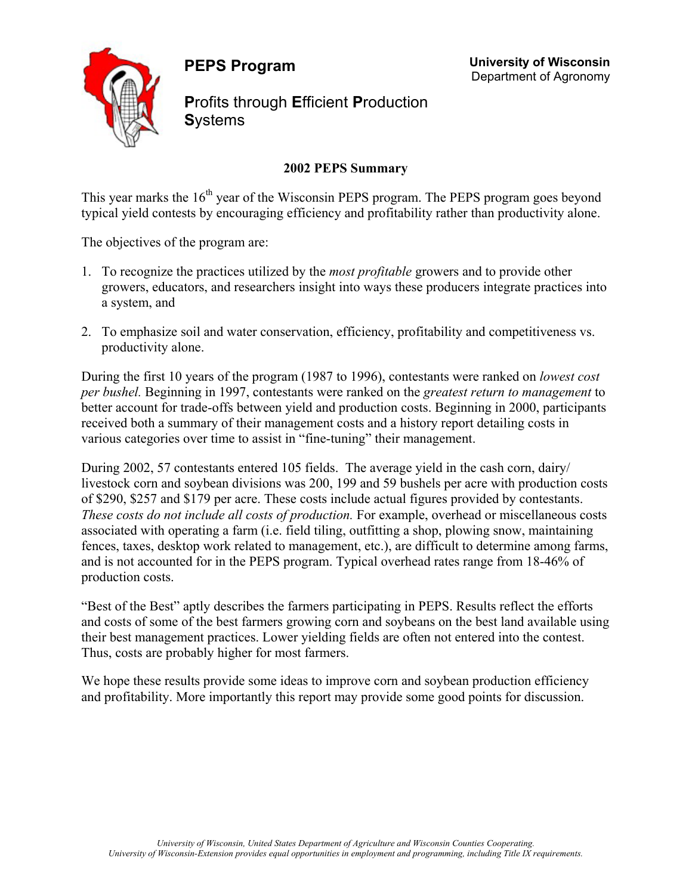# PEPS Program

**University of Wisconsin**
Department of Agronomy

## **P**rofits through **E**fficient **P**roduction **S**ystems

### 2002 PEPS Summary

This year marks the 16th year of the Wisconsin PEPS program. The PEPS program goes beyond typical yield contests by encouraging efficiency and profitability rather than productivity alone.

The objectives of the program are:

1. To recognize the practices utilized by the *most profitable* growers and to provide other growers, educators, and researchers insight into ways these producers integrate practices into a system, and
2. To emphasize soil and water conservation, efficiency, profitability and competitiveness vs. productivity alone.

During the first 10 years of the program (1987 to 1996), contestants were ranked on *lowest cost per bushel.* Beginning in 1997, contestants were ranked on the *greatest return to management* to better account for trade-offs between yield and production costs. Beginning in 2000, participants received both a summary of their management costs and a history report detailing costs in various categories over time to assist in "fine-tuning" their management.

During 2002, 57 contestants entered 105 fields. The average yield in the cash corn, dairy/ livestock corn and soybean divisions was 200, 199 and 59 bushels per acre with production costs of $290, $257 and $179 per acre. These costs include actual figures provided by contestants. *These costs do not include all costs of production.* For example, overhead or miscellaneous costs associated with operating a farm (i.e. field tiling, outfitting a shop, plowing snow, maintaining fences, taxes, desktop work related to management, etc.), are difficult to determine among farms, and is not accounted for in the PEPS program. Typical overhead rates range from 18-46% of production costs.

"Best of the Best" aptly describes the farmers participating in PEPS. Results reflect the efforts and costs of some of the best farmers growing corn and soybeans on the best land available using their best management practices. Lower yielding fields are often not entered into the contest. Thus, costs are probably higher for most farmers.

We hope these results provide some ideas to improve corn and soybean production efficiency and profitability. More importantly this report may provide some good points for discussion.

*University of Wisconsin, United States Department of Agriculture and Wisconsin Counties Cooperating. University of Wisconsin-Extension provides equal opportunities in employment and programming, including Title IX requirements.*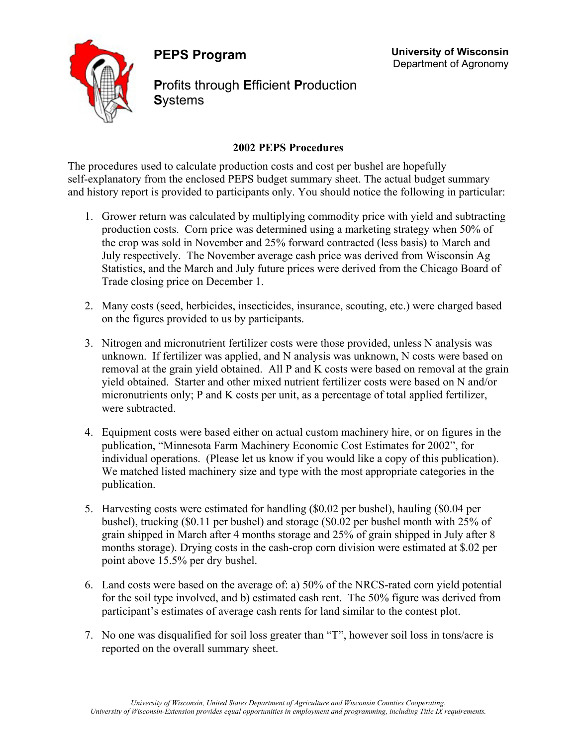# PEPS Program

**University of Wisconsin**
Department of Agronomy

**P**rofits through **E**fficient **P**roduction **S**ystems

## 2002 PEPS Procedures

The procedures used to calculate production costs and cost per bushel are hopefully self-explanatory from the enclosed PEPS budget summary sheet. The actual budget summary and history report is provided to participants only. You should notice the following in particular:

1. Grower return was calculated by multiplying commodity price with yield and subtracting production costs. Corn price was determined using a marketing strategy when 50% of the crop was sold in November and 25% forward contracted (less basis) to March and July respectively. The November average cash price was derived from Wisconsin Ag Statistics, and the March and July future prices were derived from the Chicago Board of Trade closing price on December 1.

2. Many costs (seed, herbicides, insecticides, insurance, scouting, etc.) were charged based on the figures provided to us by participants.

3. Nitrogen and micronutrient fertilizer costs were those provided, unless N analysis was unknown. If fertilizer was applied, and N analysis was unknown, N costs were based on removal at the grain yield obtained. All P and K costs were based on removal at the grain yield obtained. Starter and other mixed nutrient fertilizer costs were based on N and/or micronutrients only; P and K costs per unit, as a percentage of total applied fertilizer, were subtracted.

4. Equipment costs were based either on actual custom machinery hire, or on figures in the publication, "Minnesota Farm Machinery Economic Cost Estimates for 2002", for individual operations. (Please let us know if you would like a copy of this publication). We matched listed machinery size and type with the most appropriate categories in the publication.

5. Harvesting costs were estimated for handling ($0.02 per bushel), hauling ($0.04 per bushel), trucking ($0.11 per bushel) and storage ($0.02 per bushel month with 25% of grain shipped in March after 4 months storage and 25% of grain shipped in July after 8 months storage). Drying costs in the cash-crop corn division were estimated at $.02 per point above 15.5% per dry bushel.

6. Land costs were based on the average of: a) 50% of the NRCS-rated corn yield potential for the soil type involved, and b) estimated cash rent. The 50% figure was derived from participant's estimates of average cash rents for land similar to the contest plot.

7. No one was disqualified for soil loss greater than "T", however soil loss in tons/acre is reported on the overall summary sheet.

*University of Wisconsin, United States Department of Agriculture and Wisconsin Counties Cooperating. University of Wisconsin-Extension provides equal opportunities in employment and programming, including Title IX requirements.*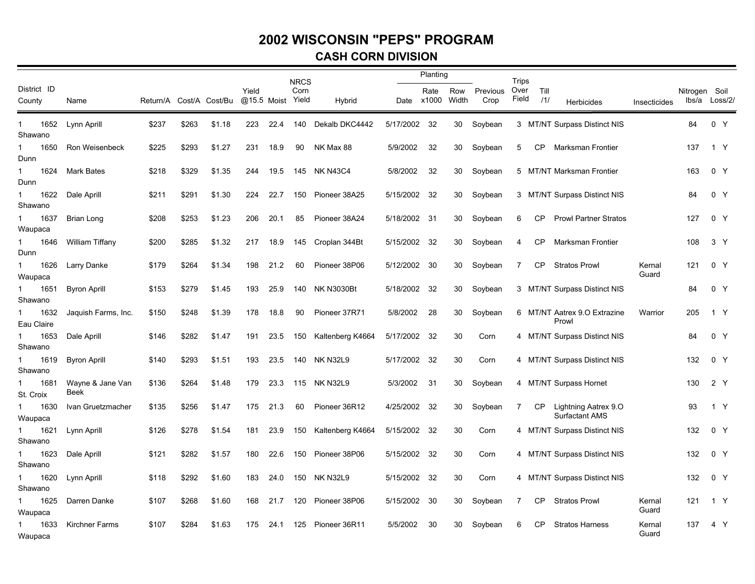# 2002 WISCONSIN "PEPS" PROGRAM

## CASH CORN DIVISION

| District | ID | County | Name | Return/A | Cost/A | Cost/Bu | Yield @15.5 | Moist | NRCS Corn Yield | Hybrid | Planting Date | Planting Rate x1000 | Planting Row Width | Previous Crop | Trips Over Field | Till /1/ | Herbicides | Insecticides | Nitrogen lbs/a | Soil Loss/2/ | |
|---|---|---|---|---|---|---|---|---|---|---|---|---|---|---|---|---|---|---|---|---|---|
| 1 | 1652 | Shawano | Lynn Aprill | $237 | $263 | $1.18 | 223 | 22.4 | 140 | Dekalb DKC4442 | 5/17/2002 | 32 | 30 | Soybean | 3 | MT/NT | Surpass Distinct NIS | | 84 | 0 | Y |
| 1 | 1650 | Dunn | Ron Weisenbeck | $225 | $293 | $1.27 | 231 | 18.9 | 90 | NK Max 88 | 5/9/2002 | 32 | 30 | Soybean | 5 | CP | Marksman Frontier | | 137 | 1 | Y |
| 1 | 1624 | Dunn | Mark Bates | $218 | $329 | $1.35 | 244 | 19.5 | 145 | NK N43C4 | 5/8/2002 | 32 | 30 | Soybean | 5 | MT/NT | Marksman Frontier | | 163 | 0 | Y |
| 1 | 1622 | Shawano | Dale Aprill | $211 | $291 | $1.30 | 224 | 22.7 | 150 | Pioneer 38A25 | 5/15/2002 | 32 | 30 | Soybean | 3 | MT/NT | Surpass Distinct NIS | | 84 | 0 | Y |
| 1 | 1637 | Waupaca | Brian Long | $208 | $253 | $1.23 | 206 | 20.1 | 85 | Pioneer 38A24 | 5/18/2002 | 31 | 30 | Soybean | 6 | CP | Prowl Partner Stratos | | 127 | 0 | Y |
| 1 | 1646 | Dunn | William Tiffany | $200 | $285 | $1.32 | 217 | 18.9 | 145 | Croplan 344Bt | 5/15/2002 | 32 | 30 | Soybean | 4 | CP | Marksman Frontier | | 108 | 3 | Y |
| 1 | 1626 | Waupaca | Larry Danke | $179 | $264 | $1.34 | 198 | 21.2 | 60 | Pioneer 38P06 | 5/12/2002 | 30 | 30 | Soybean | 7 | CP | Stratos Prowl | Kernal Guard | 121 | 0 | Y |
| 1 | 1651 | Shawano | Byron Aprill | $153 | $279 | $1.45 | 193 | 25.9 | 140 | NK N3030Bt | 5/18/2002 | 32 | 30 | Soybean | 3 | MT/NT | Surpass Distinct NIS | | 84 | 0 | Y |
| 1 | 1632 | Eau Claire | Jaquish Farms, Inc. | $150 | $248 | $1.39 | 178 | 18.8 | 90 | Pioneer 37R71 | 5/8/2002 | 28 | 30 | Soybean | 6 | MT/NT | Aatrex 9.O Extrazine Prowl | Warrior | 205 | 1 | Y |
| 1 | 1653 | Shawano | Dale Aprill | $146 | $282 | $1.47 | 191 | 23.5 | 150 | Kaltenberg K4664 | 5/17/2002 | 32 | 30 | Corn | 4 | MT/NT | Surpass Distinct NIS | | 84 | 0 | Y |
| 1 | 1619 | Shawano | Byron Aprill | $140 | $293 | $1.51 | 193 | 23.5 | 140 | NK N32L9 | 5/17/2002 | 32 | 30 | Corn | 4 | MT/NT | Surpass Distinct NIS | | 132 | 0 | Y |
| 1 | 1681 | St. Croix | Wayne & Jane Van Beek | $136 | $264 | $1.48 | 179 | 23.3 | 115 | NK N32L9 | 5/3/2002 | 31 | 30 | Soybean | 4 | MT/NT | Surpass Hornet | | 130 | 2 | Y |
| 1 | 1630 | Waupaca | Ivan Gruetzmacher | $135 | $256 | $1.47 | 175 | 21.3 | 60 | Pioneer 36R12 | 4/25/2002 | 32 | 30 | Soybean | 7 | CP | Lightning Aatrex 9.O Surfactant AMS | | 93 | 1 | Y |
| 1 | 1621 | Shawano | Lynn Aprill | $126 | $278 | $1.54 | 181 | 23.9 | 150 | Kaltenberg K4664 | 5/15/2002 | 32 | 30 | Corn | 4 | MT/NT | Surpass Distinct NIS | | 132 | 0 | Y |
| 1 | 1623 | Shawano | Dale Aprill | $121 | $282 | $1.57 | 180 | 22.6 | 150 | Pioneer 38P06 | 5/15/2002 | 32 | 30 | Corn | 4 | MT/NT | Surpass Distinct NIS | | 132 | 0 | Y |
| 1 | 1620 | Shawano | Lynn Aprill | $118 | $292 | $1.60 | 183 | 24.0 | 150 | NK N32L9 | 5/15/2002 | 32 | 30 | Corn | 4 | MT/NT | Surpass Distinct NIS | | 132 | 0 | Y |
| 1 | 1625 | Waupaca | Darren Danke | $107 | $268 | $1.60 | 168 | 21.7 | 120 | Pioneer 38P06 | 5/15/2002 | 30 | 30 | Soybean | 7 | CP | Stratos Prowl | Kernal Guard | 121 | 1 | Y |
| 1 | 1633 | Waupaca | Kirchner Farms | $107 | $284 | $1.63 | 175 | 24.1 | 125 | Pioneer 36R11 | 5/5/2002 | 30 | 30 | Soybean | 6 | CP | Stratos Harness | Kernal Guard | 137 | 4 | Y |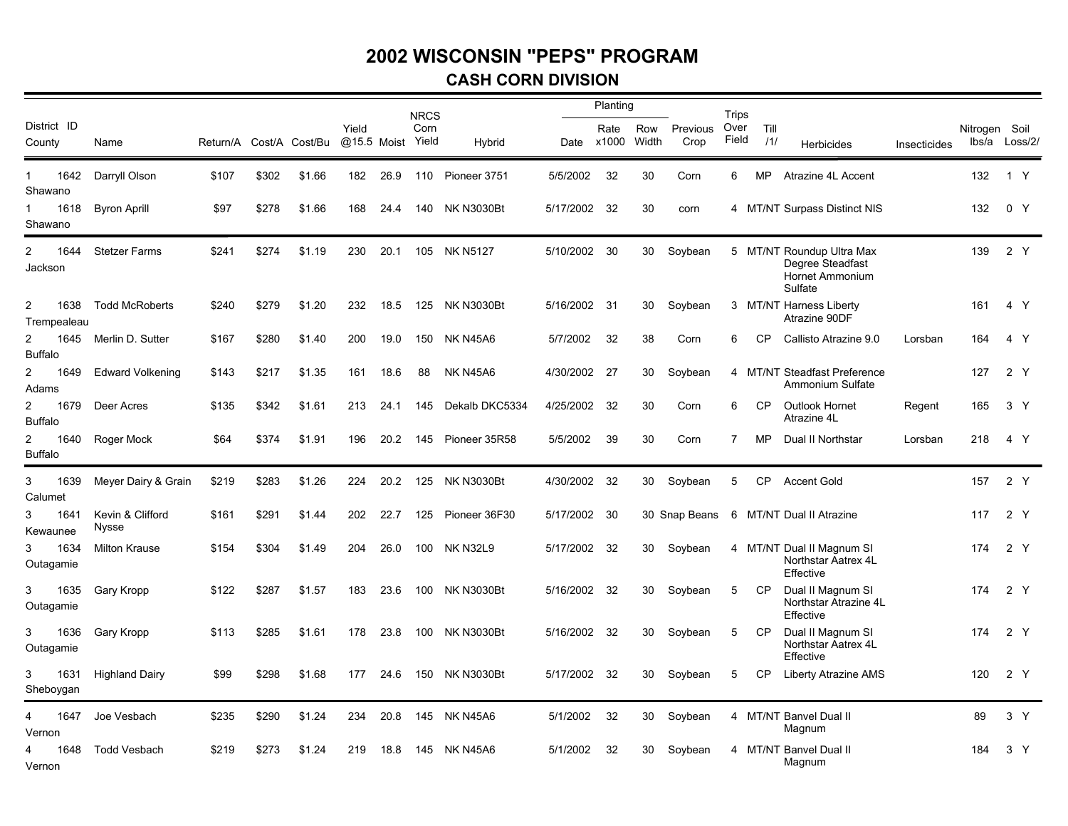# 2002 WISCONSIN "PEPS" PROGRAM

## CASH CORN DIVISION

| District | ID | County | Name | Return/A | Cost/A | Cost/Bu | Yield @15.5 | Moist | NRCS Corn Yield | Hybrid | Planting Date | Planting Rate x1000 | Planting Row Width | Previous Crop | Trips Over Field | Till /1/ | Herbicides | Insecticides | Nitrogen lbs/a | Soil Loss/2/ |
|---|---|---|---|---|---|---|---|---|---|---|---|---|---|---|---|---|---|---|---|---|
| 1 | 1642 | Shawano | Darryll Olson | $107 | $302 | $1.66 | 182 | 26.9 | 110 | Pioneer 3751 | 5/5/2002 | 32 | 30 | Corn | 6 | MP | Atrazine 4L Accent | | 132 | 1 Y |
| 1 | 1618 | Shawano | Byron Aprill | $97 | $278 | $1.66 | 168 | 24.4 | 140 | NK N3030Bt | 5/17/2002 | 32 | 30 | corn | 4 | MT/NT | Surpass Distinct NIS | | 132 | 0 Y |
| 2 | 1644 | Jackson | Stetzer Farms | $241 | $274 | $1.19 | 230 | 20.1 | 105 | NK N5127 | 5/10/2002 | 30 | 30 | Soybean | 5 | MT/NT | Roundup Ultra Max Degree Steadfast Hornet Ammonium Sulfate | | 139 | 2 Y |
| 2 | 1638 | Trempealeau | Todd McRoberts | $240 | $279 | $1.20 | 232 | 18.5 | 125 | NK N3030Bt | 5/16/2002 | 31 | 30 | Soybean | 3 | MT/NT | Harness Liberty Atrazine 90DF | | 161 | 4 Y |
| 2 | 1645 | Buffalo | Merlin D. Sutter | $167 | $280 | $1.40 | 200 | 19.0 | 150 | NK N45A6 | 5/7/2002 | 32 | 38 | Corn | 6 | CP | Callisto Atrazine 9.0 | Lorsban | 164 | 4 Y |
| 2 | 1649 | Adams | Edward Volkening | $143 | $217 | $1.35 | 161 | 18.6 | 88 | NK N45A6 | 4/30/2002 | 27 | 30 | Soybean | 4 | MT/NT | Steadfast Preference Ammonium Sulfate | | 127 | 2 Y |
| 2 | 1679 | Buffalo | Deer Acres | $135 | $342 | $1.61 | 213 | 24.1 | 145 | Dekalb DKC5334 | 4/25/2002 | 32 | 30 | Corn | 6 | CP | Outlook Hornet Atrazine 4L | Regent | 165 | 3 Y |
| 2 | 1640 | Buffalo | Roger Mock | $64 | $374 | $1.91 | 196 | 20.2 | 145 | Pioneer 35R58 | 5/5/2002 | 39 | 30 | Corn | 7 | MP | Dual II Northstar | Lorsban | 218 | 4 Y |
| 3 | 1639 | Calumet | Meyer Dairy & Grain | $219 | $283 | $1.26 | 224 | 20.2 | 125 | NK N3030Bt | 4/30/2002 | 32 | 30 | Soybean | 5 | CP | Accent Gold | | 157 | 2 Y |
| 3 | 1641 | Kewaunee | Kevin & Clifford Nysse | $161 | $291 | $1.44 | 202 | 22.7 | 125 | Pioneer 36F30 | 5/17/2002 | 30 | 30 | Snap Beans | 6 | MT/NT | Dual II Atrazine | | 117 | 2 Y |
| 3 | 1634 | Outagamie | Milton Krause | $154 | $304 | $1.49 | 204 | 26.0 | 100 | NK N32L9 | 5/17/2002 | 32 | 30 | Soybean | 4 | MT/NT | Dual II Magnum SI Northstar Aatrex 4L Effective | | 174 | 2 Y |
| 3 | 1635 | Outagamie | Gary Kropp | $122 | $287 | $1.57 | 183 | 23.6 | 100 | NK N3030Bt | 5/16/2002 | 32 | 30 | Soybean | 5 | CP | Dual II Magnum SI Northstar Atrazine 4L Effective | | 174 | 2 Y |
| 3 | 1636 | Outagamie | Gary Kropp | $113 | $285 | $1.61 | 178 | 23.8 | 100 | NK N3030Bt | 5/16/2002 | 32 | 30 | Soybean | 5 | CP | Dual II Magnum SI Northstar Aatrex 4L Effective | | 174 | 2 Y |
| 3 | 1631 | Sheboygan | Highland Dairy | $99 | $298 | $1.68 | 177 | 24.6 | 150 | NK N3030Bt | 5/17/2002 | 32 | 30 | Soybean | 5 | CP | Liberty Atrazine AMS | | 120 | 2 Y |
| 4 | 1647 | Vernon | Joe Vesbach | $235 | $290 | $1.24 | 234 | 20.8 | 145 | NK N45A6 | 5/1/2002 | 32 | 30 | Soybean | 4 | MT/NT | Banvel Dual II Magnum | | 89 | 3 Y |
| 4 | 1648 | Vernon | Todd Vesbach | $219 | $273 | $1.24 | 219 | 18.8 | 145 | NK N45A6 | 5/1/2002 | 32 | 30 | Soybean | 4 | MT/NT | Banvel Dual II Magnum | | 184 | 3 Y |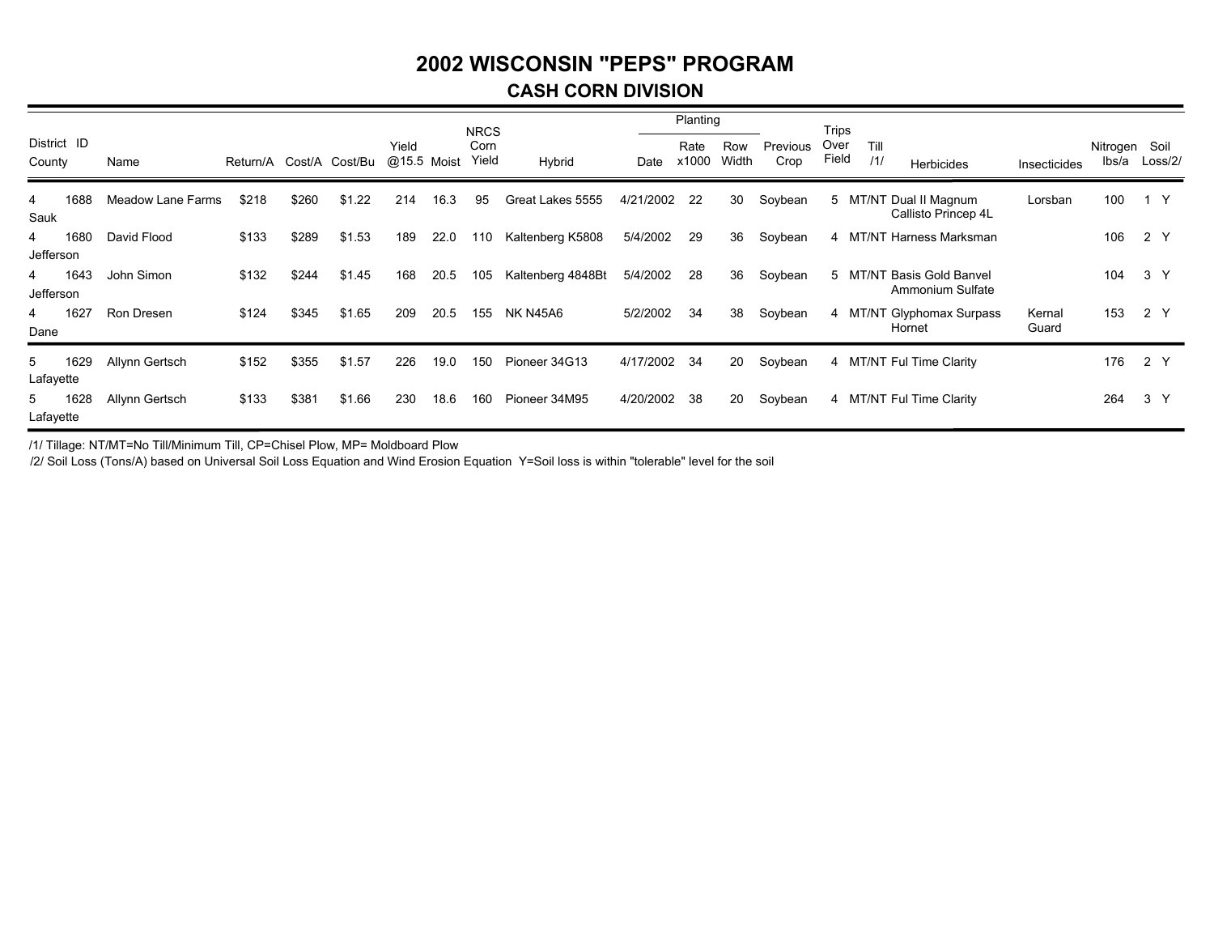# 2002 WISCONSIN "PEPS" PROGRAM

## CASH CORN DIVISION

| District | ID | County | Name | Return/A | Cost/A | Cost/Bu | Yield @15.5 | Moist | NRCS Corn Yield | Hybrid | Planting Date | Planting Rate x1000 | Planting Row Width | Previous Crop | Trips Over Field | Till /1/ | Herbicides | Insecticides | Nitrogen lbs/a | Soil Loss/2/ | |
|---|---|---|---|---|---|---|---|---|---|---|---|---|---|---|---|---|---|---|---|---|---|
| 4 | 1688 | Sauk | Meadow Lane Farms | $218 | $260 | $1.22 | 214 | 16.3 | 95 | Great Lakes 5555 | 4/21/2002 | 22 | 30 | Soybean | 5 | MT/NT | Dual II Magnum Callisto Princep 4L | Lorsban | 100 | 1 | Y |
| 4 | 1680 | Jefferson | David Flood | $133 | $289 | $1.53 | 189 | 22.0 | 110 | Kaltenberg K5808 | 5/4/2002 | 29 | 36 | Soybean | 4 | MT/NT | Harness Marksman | | 106 | 2 | Y |
| 4 | 1643 | Jefferson | John Simon | $132 | $244 | $1.45 | 168 | 20.5 | 105 | Kaltenberg 4848Bt | 5/4/2002 | 28 | 36 | Soybean | 5 | MT/NT | Basis Gold Banvel Ammonium Sulfate | | 104 | 3 | Y |
| 4 | 1627 | Dane | Ron Dresen | $124 | $345 | $1.65 | 209 | 20.5 | 155 | NK N45A6 | 5/2/2002 | 34 | 38 | Soybean | 4 | MT/NT | Glyphomax Surpass Hornet | Kernal Guard | 153 | 2 | Y |
| 5 | 1629 | Lafayette | Allynn Gertsch | $152 | $355 | $1.57 | 226 | 19.0 | 150 | Pioneer 34G13 | 4/17/2002 | 34 | 20 | Soybean | 4 | MT/NT | Ful Time Clarity | | 176 | 2 | Y |
| 5 | 1628 | Lafayette | Allynn Gertsch | $133 | $381 | $1.66 | 230 | 18.6 | 160 | Pioneer 34M95 | 4/20/2002 | 38 | 20 | Soybean | 4 | MT/NT | Ful Time Clarity | | 264 | 3 | Y |

/1/ Tillage: NT/MT=No Till/Minimum Till, CP=Chisel Plow, MP= Moldboard Plow

/2/ Soil Loss (Tons/A) based on Universal Soil Loss Equation and Wind Erosion Equation Y=Soil loss is within "tolerable" level for the soil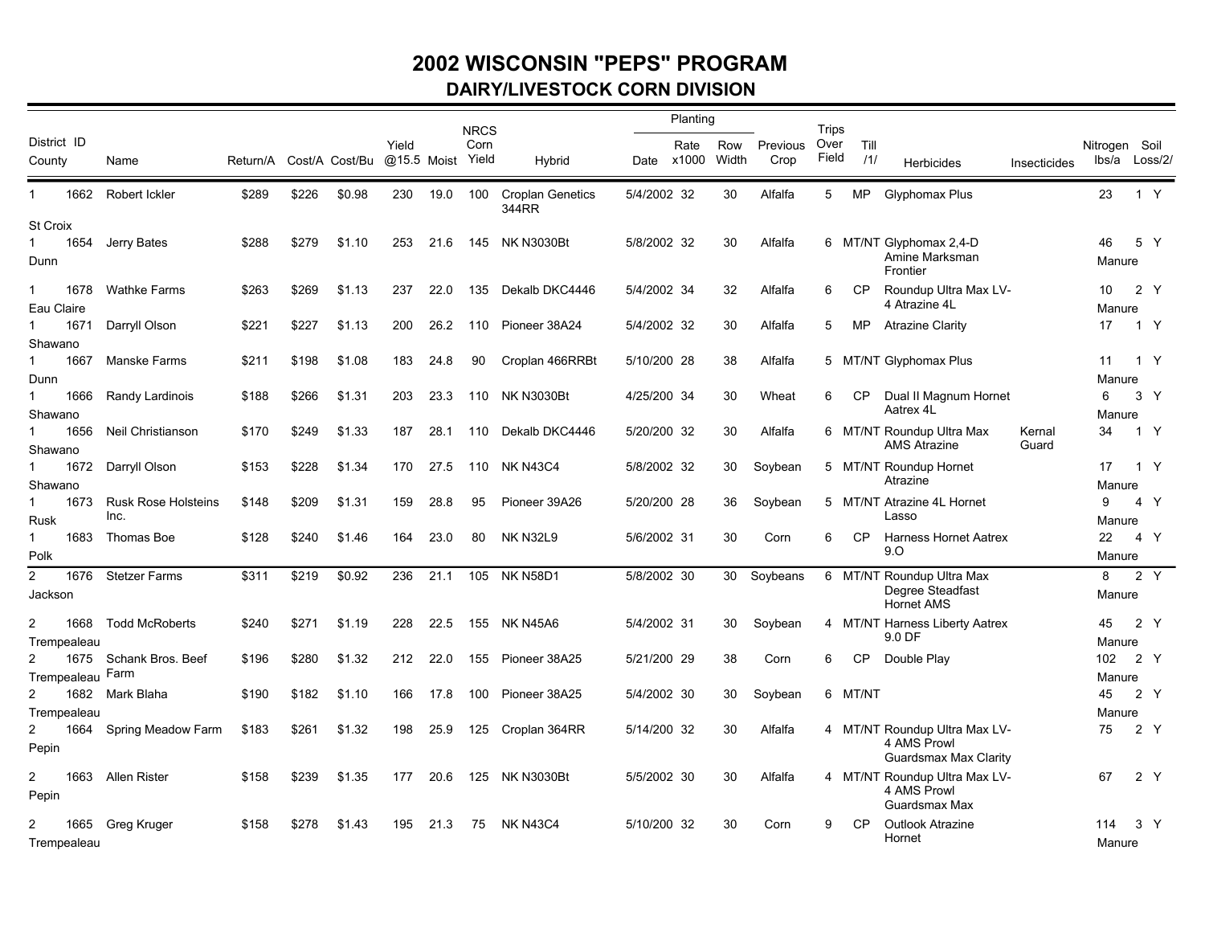# 2002 WISCONSIN "PEPS" PROGRAM

## DAIRY/LIVESTOCK CORN DIVISION

| District | ID | County | Name | Return/A | Cost/A | Cost/Bu | Yield @15.5 | Moist | NRCS Corn Yield | Hybrid | Planting Date | Planting Rate x1000 | Planting Row Width | Previous Crop | Trips Over Field | Till /1/ | Herbicides | Insecticides | Nitrogen lbs/a | Soil Loss/2/ | |
|---|---|---|---|---|---|---|---|---|---|---|---|---|---|---|---|---|---|---|---|---|---|
| 1 | 1662 | St Croix | Robert Ickler | $289 | $226 | $0.98 | 230 | 19.0 | 100 | Croplan Genetics 344RR | 5/4/2002 | 32 | 30 | Alfalfa | 5 | MP | Glyphomax Plus | | 23 | 1 | Y |
| 1 | 1654 | Dunn | Jerry Bates | $288 | $279 | $1.10 | 253 | 21.6 | 145 | NK N3030Bt | 5/8/2002 | 32 | 30 | Alfalfa | 6 | MT/NT | Glyphomax 2,4-D Amine Marksman Frontier | | 46 Manure | 5 | Y |
| 1 | 1678 | Eau Claire | Wathke Farms | $263 | $269 | $1.13 | 237 | 22.0 | 135 | Dekalb DKC4446 | 5/4/2002 | 34 | 32 | Alfalfa | 6 | CP | Roundup Ultra Max LV-4 Atrazine 4L | | 10 Manure | 2 | Y |
| 1 | 1671 | Shawano | Darryll Olson | $221 | $227 | $1.13 | 200 | 26.2 | 110 | Pioneer 38A24 | 5/4/2002 | 32 | 30 | Alfalfa | 5 | MP | Atrazine Clarity | | 17 | 1 | Y |
| 1 | 1667 | Dunn | Manske Farms | $211 | $198 | $1.08 | 183 | 24.8 | 90 | Croplan 466RRBt | 5/10/200 | 28 | 38 | Alfalfa | 5 | MT/NT | Glyphomax Plus | | 11 Manure | 1 | Y |
| 1 | 1666 | Shawano | Randy Lardinois | $188 | $266 | $1.31 | 203 | 23.3 | 110 | NK N3030Bt | 4/25/200 | 34 | 30 | Wheat | 6 | CP | Dual II Magnum Hornet Aatrex 4L | | 6 Manure | 3 | Y |
| 1 | 1656 | Shawano | Neil Christianson | $170 | $249 | $1.33 | 187 | 28.1 | 110 | Dekalb DKC4446 | 5/20/200 | 32 | 30 | Alfalfa | 6 | MT/NT | Roundup Ultra Max AMS Atrazine | Kernal Guard | 34 | 1 | Y |
| 1 | 1672 | Shawano | Darryll Olson | $153 | $228 | $1.34 | 170 | 27.5 | 110 | NK N43C4 | 5/8/2002 | 32 | 30 | Soybean | 5 | MT/NT | Roundup Hornet Atrazine | | 17 Manure | 1 | Y |
| 1 | 1673 | Rusk | Rusk Rose Holsteins Inc. | $148 | $209 | $1.31 | 159 | 28.8 | 95 | Pioneer 39A26 | 5/20/200 | 28 | 36 | Soybean | 5 | MT/NT | Atrazine 4L Hornet Lasso | | 9 Manure | 4 | Y |
| 1 | 1683 | Polk | Thomas Boe | $128 | $240 | $1.46 | 164 | 23.0 | 80 | NK N32L9 | 5/6/2002 | 31 | 30 | Corn | 6 | CP | Harness Hornet Aatrex 9.O | | 22 Manure | 4 | Y |
| 2 | 1676 | Jackson | Stetzer Farms | $311 | $219 | $0.92 | 236 | 21.1 | 105 | NK N58D1 | 5/8/2002 | 30 | 30 | Soybeans | 6 | MT/NT | Roundup Ultra Max Degree Steadfast Hornet AMS | | 8 Manure | 2 | Y |
| 2 | 1668 | Trempealeau | Todd McRoberts | $240 | $271 | $1.19 | 228 | 22.5 | 155 | NK N45A6 | 5/4/2002 | 31 | 30 | Soybean | 4 | MT/NT | Harness Liberty Aatrex 9.0 DF | | 45 Manure | 2 | Y |
| 2 | 1675 | Trempealeau | Schank Bros. Beef Farm | $196 | $280 | $1.32 | 212 | 22.0 | 155 | Pioneer 38A25 | 5/21/200 | 29 | 38 | Corn | 6 | CP | Double Play | | 102 Manure | 2 | Y |
| 2 | 1682 | Trempealeau | Mark Blaha | $190 | $182 | $1.10 | 166 | 17.8 | 100 | Pioneer 38A25 | 5/4/2002 | 30 | 30 | Soybean | 6 | MT/NT | | | 45 Manure | 2 | Y |
| 2 | 1664 | Pepin | Spring Meadow Farm | $183 | $261 | $1.32 | 198 | 25.9 | 125 | Croplan 364RR | 5/14/200 | 32 | 30 | Alfalfa | 4 | MT/NT | Roundup Ultra Max LV-4 AMS Prowl Guardsmax Max Clarity | | 75 | 2 | Y |
| 2 | 1663 | Pepin | Allen Rister | $158 | $239 | $1.35 | 177 | 20.6 | 125 | NK N3030Bt | 5/5/2002 | 30 | 30 | Alfalfa | 4 | MT/NT | Roundup Ultra Max LV-4 AMS Prowl Guardsmax Max | | 67 | 2 | Y |
| 2 | 1665 | Trempealeau | Greg Kruger | $158 | $278 | $1.43 | 195 | 21.3 | 75 | NK N43C4 | 5/10/200 | 32 | 30 | Corn | 9 | CP | Outlook Atrazine Hornet | | 114 Manure | 3 | Y |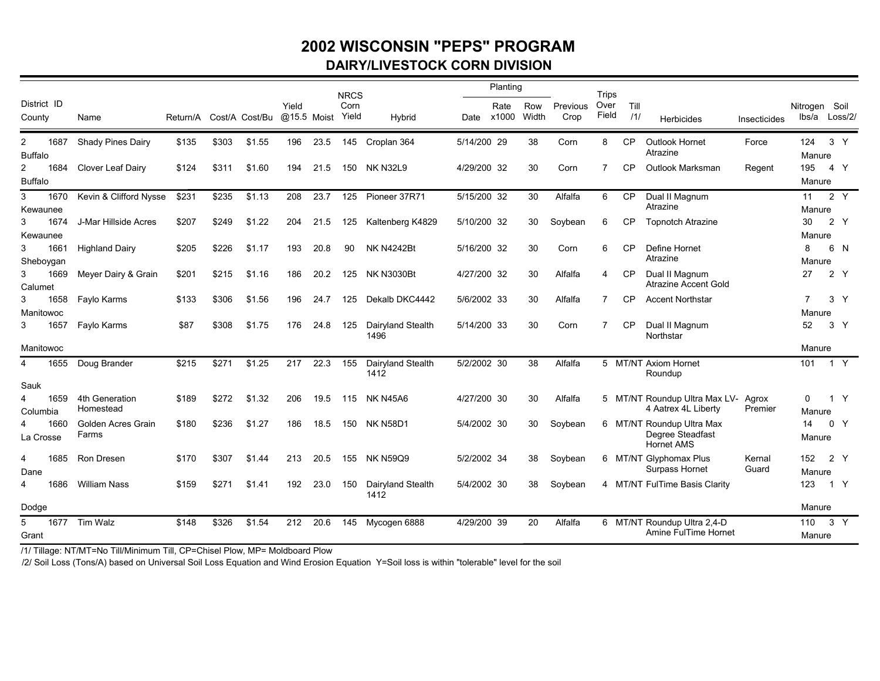# 2002 WISCONSIN "PEPS" PROGRAM

## DAIRY/LIVESTOCK CORN DIVISION

| District ID County | Name | Return/A | Cost/A | Cost/Bu | Yield @15.5 | Moist | NRCS Corn Yield | Hybrid | Planting Date | Planting Rate x1000 | Planting Row Width | Previous Crop | Trips Over Field | Till /1/ | Herbicides | Insecticides | Nitrogen lbs/a | Soil Loss/2/ |
|---|---|---|---|---|---|---|---|---|---|---|---|---|---|---|---|---|---|---|
| 2 1687 Buffalo | Shady Pines Dairy | $135 | $303 | $1.55 | 196 | 23.5 | 145 | Croplan 364 | 5/14/200 | 29 | 38 | Corn | 8 | CP | Outlook Hornet Atrazine | Force | 124 Manure | 3 Y |
| 2 1684 Buffalo | Clover Leaf Dairy | $124 | $311 | $1.60 | 194 | 21.5 | 150 | NK N32L9 | 4/29/200 | 32 | 30 | Corn | 7 | CP | Outlook Marksman | Regent | 195 Manure | 4 Y |
| 3 1670 Kewaunee | Kevin & Clifford Nysse | $231 | $235 | $1.13 | 208 | 23.7 | 125 | Pioneer 37R71 | 5/15/200 | 32 | 30 | Alfalfa | 6 | CP | Dual II Magnum Atrazine | | 11 Manure | 2 Y |
| 3 1674 Kewaunee | J-Mar Hillside Acres | $207 | $249 | $1.22 | 204 | 21.5 | 125 | Kaltenberg K4829 | 5/10/200 | 32 | 30 | Soybean | 6 | CP | Topnotch Atrazine | | 30 Manure | 2 Y |
| 3 1661 Sheboygan | Highland Dairy | $205 | $226 | $1.17 | 193 | 20.8 | 90 | NK N4242Bt | 5/16/200 | 32 | 30 | Corn | 6 | CP | Define Hornet Atrazine | | 8 Manure | 6 N |
| 3 1669 Calumet | Meyer Dairy & Grain | $201 | $215 | $1.16 | 186 | 20.2 | 125 | NK N3030Bt | 4/27/200 | 32 | 30 | Alfalfa | 4 | CP | Dual II Magnum Atrazine Accent Gold | | 27 | 2 Y |
| 3 1658 Manitowoc | Faylo Karms | $133 | $306 | $1.56 | 196 | 24.7 | 125 | Dekalb DKC4442 | 5/6/2002 | 33 | 30 | Alfalfa | 7 | CP | Accent Northstar | | 7 Manure | 3 Y |
| 3 1657 Manitowoc | Faylo Karms | $87 | $308 | $1.75 | 176 | 24.8 | 125 | Dairyland Stealth 1496 | 5/14/200 | 33 | 30 | Corn | 7 | CP | Dual II Magnum Northstar | | 52 Manure | 3 Y |
| 4 1655 Sauk | Doug Brander | $215 | $271 | $1.25 | 217 | 22.3 | 155 | Dairyland Stealth 1412 | 5/2/2002 | 30 | 38 | Alfalfa | 5 | MT/NT | Axiom Hornet Roundup | | 101 | 1 Y |
| 4 1659 Columbia | 4th Generation Homestead | $189 | $272 | $1.32 | 206 | 19.5 | 115 | NK N45A6 | 4/27/200 | 30 | 30 | Alfalfa | 5 | MT/NT | Roundup Ultra Max LV-4 Aatrex 4L Liberty | Agrox Premier | 0 Manure | 1 Y |
| 4 1660 La Crosse | Golden Acres Grain Farms | $180 | $236 | $1.27 | 186 | 18.5 | 150 | NK N58D1 | 5/4/2002 | 30 | 30 | Soybean | 6 | MT/NT | Roundup Ultra Max Degree Steadfast Hornet AMS | | 14 Manure | 0 Y |
| 4 1685 Dane | Ron Dresen | $170 | $307 | $1.44 | 213 | 20.5 | 155 | NK N59Q9 | 5/2/2002 | 34 | 38 | Soybean | 6 | MT/NT | Glyphomax Plus Surpass Hornet | Kernal Guard | 152 Manure | 2 Y |
| 4 1686 Dodge | William Nass | $159 | $271 | $1.41 | 192 | 23.0 | 150 | Dairyland Stealth 1412 | 5/4/2002 | 30 | 38 | Soybean | 4 | MT/NT | FulTime Basis Clarity | | 123 Manure | 1 Y |
| 5 1677 Grant | Tim Walz | $148 | $326 | $1.54 | 212 | 20.6 | 145 | Mycogen 6888 | 4/29/200 | 39 | 20 | Alfalfa | 6 | MT/NT | Roundup Ultra 2,4-D Amine FulTime Hornet | | 110 Manure | 3 Y |

/1/ Tillage: NT/MT=No Till/Minimum Till, CP=Chisel Plow, MP= Moldboard Plow

/2/ Soil Loss (Tons/A) based on Universal Soil Loss Equation and Wind Erosion Equation Y=Soil loss is within "tolerable" level for the soil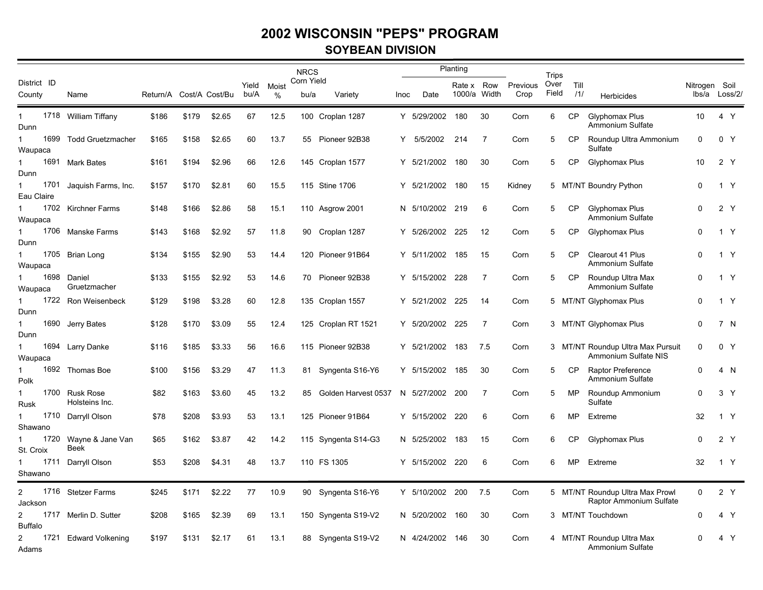# 2002 WISCONSIN "PEPS" PROGRAM

## SOYBEAN DIVISION

| District | ID | County | Name | Return/A | Cost/A | Cost/Bu | Yield bu/A | Moist % | NRCS Corn Yield bu/a | Variety | Inoc | Planting Date | Planting Rate x 1000/a | Planting Row Width | Previous Crop | Trips Over Field | Till /1/ | Herbicides | Nitrogen lbs/a | Soil Loss/2/ | |
|---|---|---|---|---|---|---|---|---|---|---|---|---|---|---|---|---|---|---|---|---|---|
| 1 | 1718 | Dunn | William Tiffany | $186 | $179 | $2.65 | 67 | 12.5 | 100 | Croplan 1287 | Y | 5/29/2002 | 180 | 30 | Corn | 6 | CP | Glyphomax Plus Ammonium Sulfate | 10 | 4 | Y |
| 1 | 1699 | Waupaca | Todd Gruetzmacher | $165 | $158 | $2.65 | 60 | 13.7 | 55 | Pioneer 92B38 | Y | 5/5/2002 | 214 | 7 | Corn | 5 | CP | Roundup Ultra Ammonium Sulfate | 0 | 0 | Y |
| 1 | 1691 | Dunn | Mark Bates | $161 | $194 | $2.96 | 66 | 12.6 | 145 | Croplan 1577 | Y | 5/21/2002 | 180 | 30 | Corn | 5 | CP | Glyphomax Plus | 10 | 2 | Y |
| 1 | 1701 | Eau Claire | Jaquish Farms, Inc. | $157 | $170 | $2.81 | 60 | 15.5 | 115 | Stine 1706 | Y | 5/21/2002 | 180 | 15 | Kidney | 5 | MT/NT | Boundry Python | 0 | 1 | Y |
| 1 | 1702 | Waupaca | Kirchner Farms | $148 | $166 | $2.86 | 58 | 15.1 | 110 | Asgrow 2001 | N | 5/10/2002 | 219 | 6 | Corn | 5 | CP | Glyphomax Plus Ammonium Sulfate | 0 | 2 | Y |
| 1 | 1706 | Dunn | Manske Farms | $143 | $168 | $2.92 | 57 | 11.8 | 90 | Croplan 1287 | Y | 5/26/2002 | 225 | 12 | Corn | 5 | CP | Glyphomax Plus | 0 | 1 | Y |
| 1 | 1705 | Waupaca | Brian Long | $134 | $155 | $2.90 | 53 | 14.4 | 120 | Pioneer 91B64 | Y | 5/11/2002 | 185 | 15 | Corn | 5 | CP | Clearout 41 Plus Ammonium Sulfate | 0 | 1 | Y |
| 1 | 1698 | Waupaca | Daniel Gruetzmacher | $133 | $155 | $2.92 | 53 | 14.6 | 70 | Pioneer 92B38 | Y | 5/15/2002 | 228 | 7 | Corn | 5 | CP | Roundup Ultra Max Ammonium Sulfate | 0 | 1 | Y |
| 1 | 1722 | Dunn | Ron Weisenbeck | $129 | $198 | $3.28 | 60 | 12.8 | 135 | Croplan 1557 | Y | 5/21/2002 | 225 | 14 | Corn | 5 | MT/NT | Glyphomax Plus | 0 | 1 | Y |
| 1 | 1690 | Dunn | Jerry Bates | $128 | $170 | $3.09 | 55 | 12.4 | 125 | Croplan RT 1521 | Y | 5/20/2002 | 225 | 7 | Corn | 3 | MT/NT | Glyphomax Plus | 0 | 7 | N |
| 1 | 1694 | Waupaca | Larry Danke | $116 | $185 | $3.33 | 56 | 16.6 | 115 | Pioneer 92B38 | Y | 5/21/2002 | 183 | 7.5 | Corn | 3 | MT/NT | Roundup Ultra Max Pursuit Ammonium Sulfate NIS | 0 | 0 | Y |
| 1 | 1692 | Polk | Thomas Boe | $100 | $156 | $3.29 | 47 | 11.3 | 81 | Syngenta S16-Y6 | Y | 5/15/2002 | 185 | 30 | Corn | 5 | CP | Raptor Preference Ammonium Sulfate | 0 | 4 | N |
| 1 | 1700 | Rusk | Rusk Rose Holsteins Inc. | $82 | $163 | $3.60 | 45 | 13.2 | 85 | Golden Harvest 0537 | N | 5/27/2002 | 200 | 7 | Corn | 5 | MP | Roundup Ammonium Sulfate | 0 | 3 | Y |
| 1 | 1710 | Shawano | Darryll Olson | $78 | $208 | $3.93 | 53 | 13.1 | 125 | Pioneer 91B64 | Y | 5/15/2002 | 220 | 6 | Corn | 6 | MP | Extreme | 32 | 1 | Y |
| 1 | 1720 | St. Croix | Wayne & Jane Van Beek | $65 | $162 | $3.87 | 42 | 14.2 | 115 | Syngenta S14-G3 | N | 5/25/2002 | 183 | 15 | Corn | 6 | CP | Glyphomax Plus | 0 | 2 | Y |
| 1 | 1711 | Shawano | Darryll Olson | $53 | $208 | $4.31 | 48 | 13.7 | 110 | FS 1305 | Y | 5/15/2002 | 220 | 6 | Corn | 6 | MP | Extreme | 32 | 1 | Y |
| 2 | 1716 | Jackson | Stetzer Farms | $245 | $171 | $2.22 | 77 | 10.9 | 90 | Syngenta S16-Y6 | Y | 5/10/2002 | 200 | 7.5 | Corn | 5 | MT/NT | Roundup Ultra Max Prowl Raptor Ammonium Sulfate | 0 | 2 | Y |
| 2 | 1717 | Buffalo | Merlin D. Sutter | $208 | $165 | $2.39 | 69 | 13.1 | 150 | Syngenta S19-V2 | N | 5/20/2002 | 160 | 30 | Corn | 3 | MT/NT | Touchdown | 0 | 4 | Y |
| 2 | 1721 | Adams | Edward Volkening | $197 | $131 | $2.17 | 61 | 13.1 | 88 | Syngenta S19-V2 | N | 4/24/2002 | 146 | 30 | Corn | 4 | MT/NT | Roundup Ultra Max Ammonium Sulfate | 0 | 4 | Y |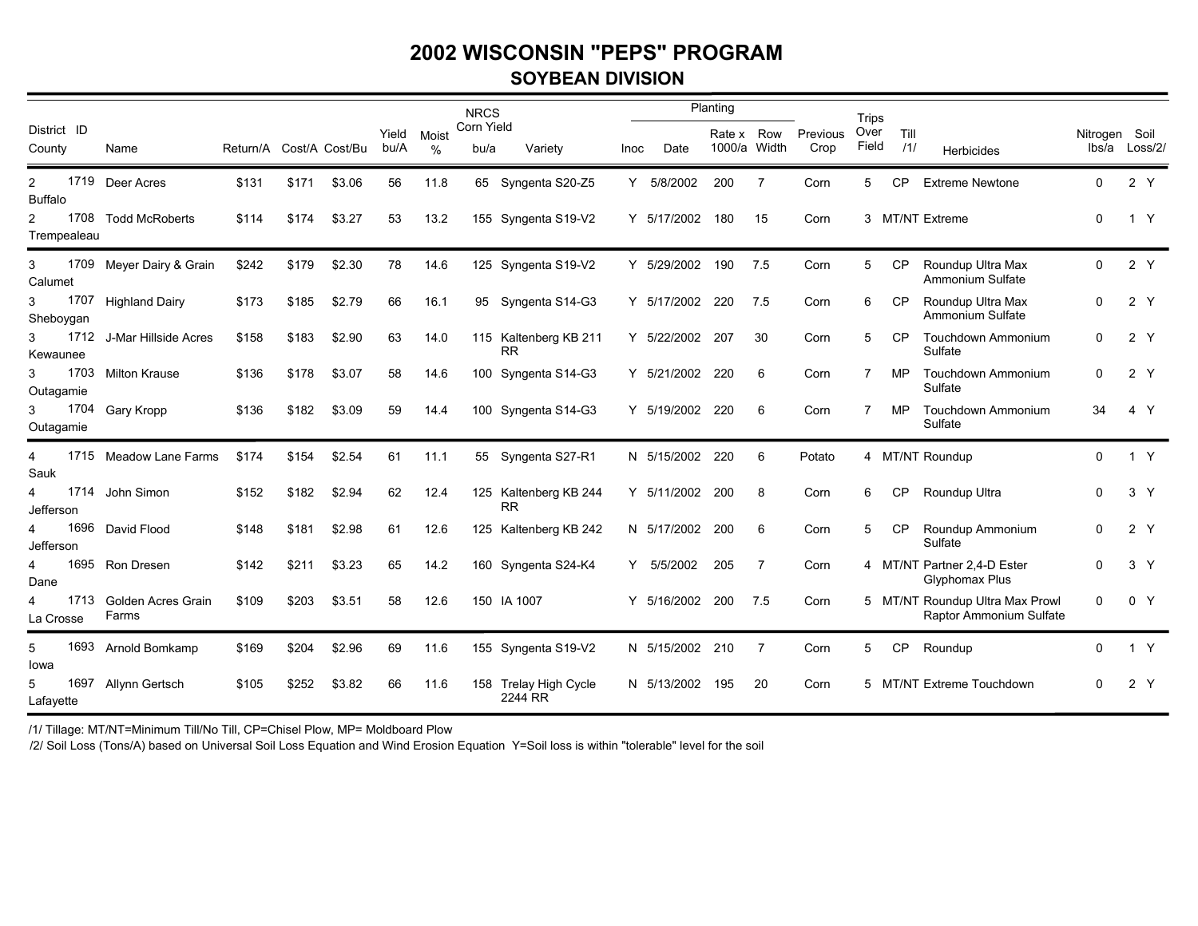# 2002 WISCONSIN "PEPS" PROGRAM

## SOYBEAN DIVISION

| District ID County | Name | Return/A | Cost/A | Cost/Bu | Yield bu/A | Moist % | NRCS Corn Yield bu/a | Variety | Inoc | Planting Date | Planting Rate x 1000/a | Planting Row Width | Previous Crop | Trips Over Field | Till /1/ | Herbicides | Nitrogen lbs/a | Soil Loss/2/ |
|---|---|---|---|---|---|---|---|---|---|---|---|---|---|---|---|---|---|---|
| 2 1719 Buffalo | Deer Acres | $131 | $171 | $3.06 | 56 | 11.8 | 65 | Syngenta S20-Z5 | Y | 5/8/2002 | 200 | 7 | Corn | 5 | CP | Extreme Newtone | 0 | 2 Y |
| 2 1708 Trempealeau | Todd McRoberts | $114 | $174 | $3.27 | 53 | 13.2 | 155 | Syngenta S19-V2 | Y | 5/17/2002 | 180 | 15 | Corn | 3 | MT/NT | Extreme | 0 | 1 Y |
| 3 1709 Calumet | Meyer Dairy & Grain | $242 | $179 | $2.30 | 78 | 14.6 | 125 | Syngenta S19-V2 | Y | 5/29/2002 | 190 | 7.5 | Corn | 5 | CP | Roundup Ultra Max Ammonium Sulfate | 0 | 2 Y |
| 3 1707 Sheboygan | Highland Dairy | $173 | $185 | $2.79 | 66 | 16.1 | 95 | Syngenta S14-G3 | Y | 5/17/2002 | 220 | 7.5 | Corn | 6 | CP | Roundup Ultra Max Ammonium Sulfate | 0 | 2 Y |
| 3 1712 Kewaunee | J-Mar Hillside Acres | $158 | $183 | $2.90 | 63 | 14.0 | 115 | Kaltenberg KB 211 RR | Y | 5/22/2002 | 207 | 30 | Corn | 5 | CP | Touchdown Ammonium Sulfate | 0 | 2 Y |
| 3 1703 Outagamie | Milton Krause | $136 | $178 | $3.07 | 58 | 14.6 | 100 | Syngenta S14-G3 | Y | 5/21/2002 | 220 | 6 | Corn | 7 | MP | Touchdown Ammonium Sulfate | 0 | 2 Y |
| 3 1704 Outagamie | Gary Kropp | $136 | $182 | $3.09 | 59 | 14.4 | 100 | Syngenta S14-G3 | Y | 5/19/2002 | 220 | 6 | Corn | 7 | MP | Touchdown Ammonium Sulfate | 34 | 4 Y |
| 4 1715 Sauk | Meadow Lane Farms | $174 | $154 | $2.54 | 61 | 11.1 | 55 | Syngenta S27-R1 | N | 5/15/2002 | 220 | 6 | Potato | 4 | MT/NT | Roundup | 0 | 1 Y |
| 4 1714 Jefferson | John Simon | $152 | $182 | $2.94 | 62 | 12.4 | 125 | Kaltenberg KB 244 RR | Y | 5/11/2002 | 200 | 8 | Corn | 6 | CP | Roundup Ultra | 0 | 3 Y |
| 4 1696 Jefferson | David Flood | $148 | $181 | $2.98 | 61 | 12.6 | 125 | Kaltenberg KB 242 | N | 5/17/2002 | 200 | 6 | Corn | 5 | CP | Roundup Ammonium Sulfate | 0 | 2 Y |
| 4 1695 Dane | Ron Dresen | $142 | $211 | $3.23 | 65 | 14.2 | 160 | Syngenta S24-K4 | Y | 5/5/2002 | 205 | 7 | Corn | 4 | MT/NT | Partner 2,4-D Ester Glyphomax Plus | 0 | 3 Y |
| 4 1713 La Crosse | Golden Acres Grain Farms | $109 | $203 | $3.51 | 58 | 12.6 | 150 | IA 1007 | Y | 5/16/2002 | 200 | 7.5 | Corn | 5 | MT/NT | Roundup Ultra Max Prowl Raptor Ammonium Sulfate | 0 | 0 Y |
| 5 1693 Iowa | Arnold Bomkamp | $169 | $204 | $2.96 | 69 | 11.6 | 155 | Syngenta S19-V2 | N | 5/15/2002 | 210 | 7 | Corn | 5 | CP | Roundup | 0 | 1 Y |
| 5 1697 Lafayette | Allynn Gertsch | $105 | $252 | $3.82 | 66 | 11.6 | 158 | Trelay High Cycle 2244 RR | N | 5/13/2002 | 195 | 20 | Corn | 5 | MT/NT | Extreme Touchdown | 0 | 2 Y |

/1/ Tillage: MT/NT=Minimum Till/No Till, CP=Chisel Plow, MP= Moldboard Plow

/2/ Soil Loss (Tons/A) based on Universal Soil Loss Equation and Wind Erosion Equation Y=Soil loss is within "tolerable" level for the soil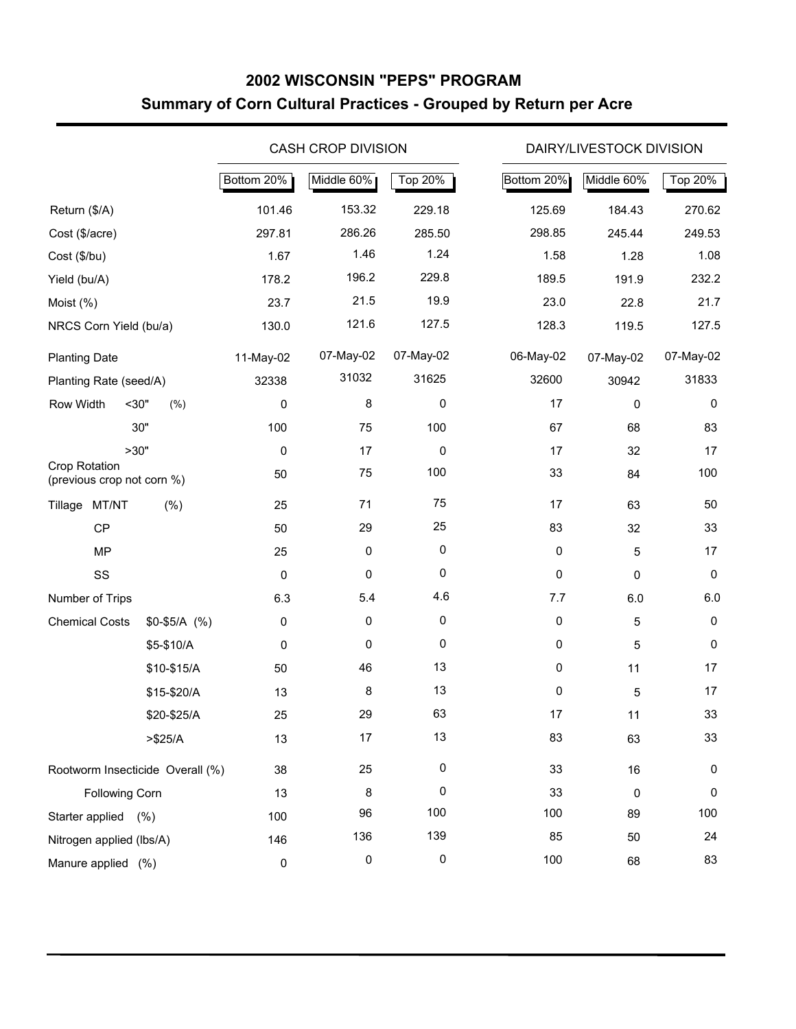# 2002 WISCONSIN "PEPS" PROGRAM

## Summary of Corn Cultural Practices - Grouped by Return per Acre

| | | CASH CROP DIVISION | | | DAIRY/LIVESTOCK DIVISION | | |
|---|---|---|---|---|---|---|---|
| | | Bottom 20% | Middle 60% | Top 20% | Bottom 20% | Middle 60% | Top 20% |
| Return ($/A) | | 101.46 | 153.32 | 229.18 | 125.69 | 184.43 | 270.62 |
| Cost ($/acre) | | 297.81 | 286.26 | 285.50 | 298.85 | 245.44 | 249.53 |
| Cost ($/bu) | | 1.67 | 1.46 | 1.24 | 1.58 | 1.28 | 1.08 |
| Yield (bu/A) | | 178.2 | 196.2 | 229.8 | 189.5 | 191.9 | 232.2 |
| Moist (%) | | 23.7 | 21.5 | 19.9 | 23.0 | 22.8 | 21.7 |
| NRCS Corn Yield (bu/a) | | 130.0 | 121.6 | 127.5 | 128.3 | 119.5 | 127.5 |
| Planting Date | | 11-May-02 | 07-May-02 | 07-May-02 | 06-May-02 | 07-May-02 | 07-May-02 |
| Planting Rate (seed/A) | | 32338 | 31032 | 31625 | 32600 | 30942 | 31833 |
| Row Width (%) | <30" | 0 | 8 | 0 | 17 | 0 | 0 |
| | 30" | 100 | 75 | 100 | 67 | 68 | 83 |
| | >30" | 0 | 17 | 0 | 17 | 32 | 17 |
| Crop Rotation (previous crop not corn %) | | 50 | 75 | 100 | 33 | 84 | 100 |
| Tillage (%) | MT/NT | 25 | 71 | 75 | 17 | 63 | 50 |
| | CP | 50 | 29 | 25 | 83 | 32 | 33 |
| | MP | 25 | 0 | 0 | 0 | 5 | 17 |
| | SS | 0 | 0 | 0 | 0 | 0 | 0 |
| Number of Trips | | 6.3 | 5.4 | 4.6 | 7.7 | 6.0 | 6.0 |
| Chemical Costs (%) | $0-$5/A | 0 | 0 | 0 | 0 | 5 | 0 |
| | $5-$10/A | 0 | 0 | 0 | 0 | 5 | 0 |
| | $10-$15/A | 50 | 46 | 13 | 0 | 11 | 17 |
| | $15-$20/A | 13 | 8 | 13 | 0 | 5 | 17 |
| | $20-$25/A | 25 | 29 | 63 | 17 | 11 | 33 |
| | >$25/A | 13 | 17 | 13 | 83 | 63 | 33 |
| Rootworm Insecticide Overall (%) | | 38 | 25 | 0 | 33 | 16 | 0 |
| Following Corn | | 13 | 8 | 0 | 33 | 0 | 0 |
| Starter applied (%) | | 100 | 96 | 100 | 100 | 89 | 100 |
| Nitrogen applied (lbs/A) | | 146 | 136 | 139 | 85 | 50 | 24 |
| Manure applied (%) | | 0 | 0 | 0 | 100 | 68 | 83 |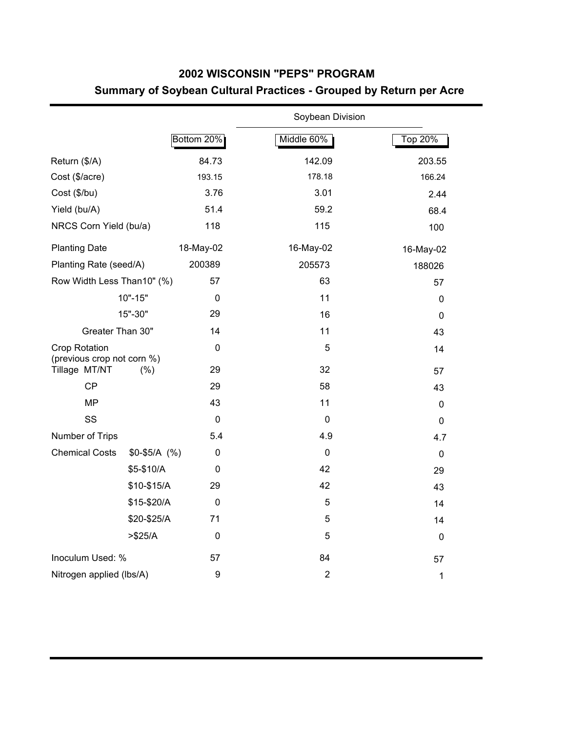## 2002 WISCONSIN "PEPS" PROGRAM

### Summary of Soybean Cultural Practices - Grouped by Return per Acre

| | | Soybean Division | |
|---|---|---|---|
| | Bottom 20% | Middle 60% | Top 20% |
| Return ($/A) | 84.73 | 142.09 | 203.55 |
| Cost ($/acre) | 193.15 | 178.18 | 166.24 |
| Cost ($/bu) | 3.76 | 3.01 | 2.44 |
| Yield (bu/A) | 51.4 | 59.2 | 68.4 |
| NRCS Corn Yield (bu/a) | 118 | 115 | 100 |
| Planting Date | 18-May-02 | 16-May-02 | 16-May-02 |
| Planting Rate (seed/A) | 200389 | 205573 | 188026 |
| Row Width Less Than10" (%) | 57 | 63 | 57 |
| 10"-15" | 0 | 11 | 0 |
| 15"-30" | 29 | 16 | 0 |
| Greater Than 30" | 14 | 11 | 43 |
| Crop Rotation (previous crop not corn %) | 0 | 5 | 14 |
| Tillage MT/NT (%) | 29 | 32 | 57 |
| CP | 29 | 58 | 43 |
| MP | 43 | 11 | 0 |
| SS | 0 | 0 | 0 |
| Number of Trips | 5.4 | 4.9 | 4.7 |
| Chemical Costs $0-$5/A (%) | 0 | 0 | 0 |
| $5-$10/A | 0 | 42 | 29 |
| $10-$15/A | 29 | 42 | 43 |
| $15-$20/A | 0 | 5 | 14 |
| $20-$25/A | 71 | 5 | 14 |
| >$25/A | 0 | 5 | 0 |
| Inoculum Used: % | 57 | 84 | 57 |
| Nitrogen applied (lbs/A) | 9 | 2 | 1 |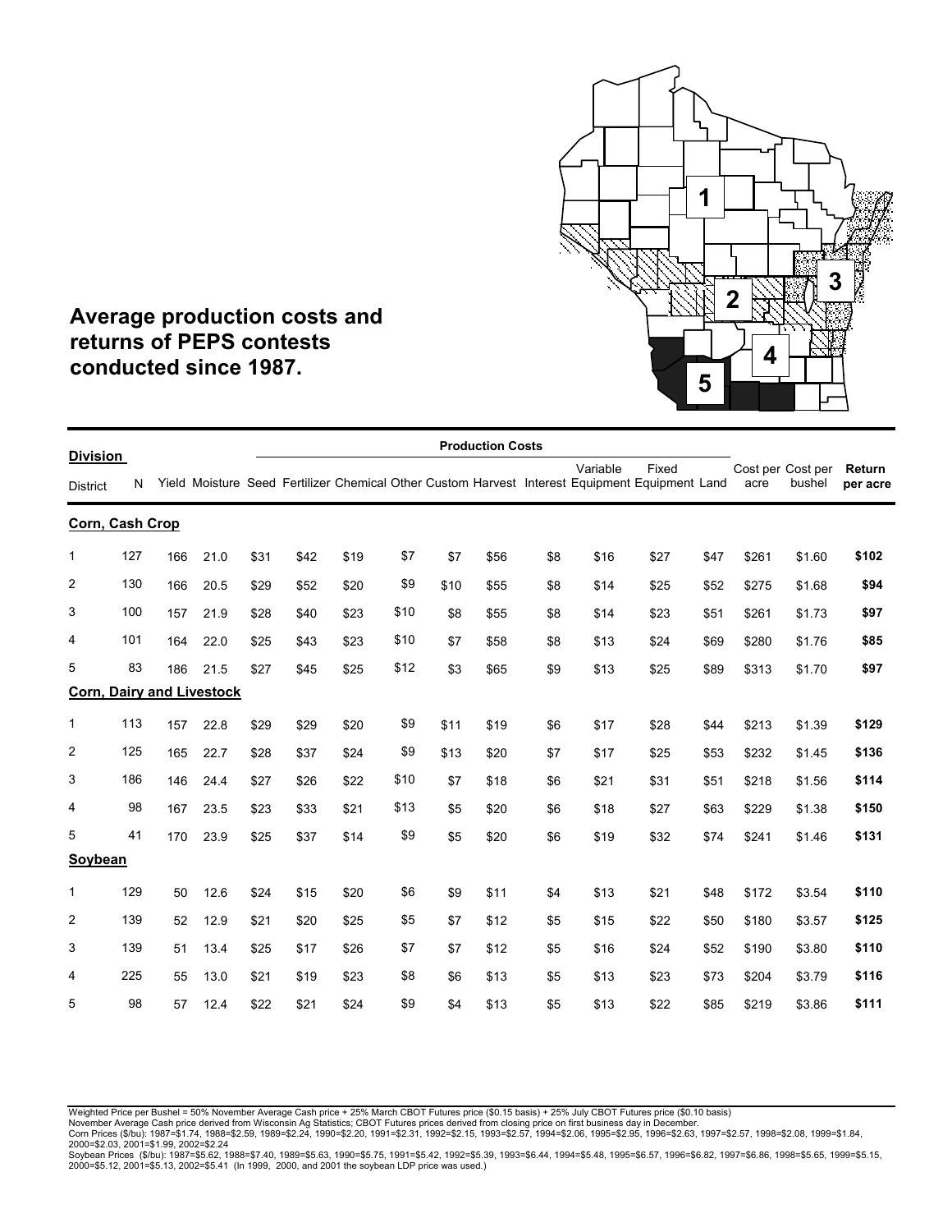# Average production costs and returns of PEPS contests conducted since 1987.

| Division / District | N | Yield | Moisture | Seed | Fertilizer | Chemical | Other | Custom | Harvest | Interest | Variable Equipment | Fixed Equipment | Land | Cost per acre | Cost per bushel | **Return per acre** |
|---|---|---|---|---|---|---|---|---|---|---|---|---|---|---|---|---|
| | | | | Production Costs | | | | | | | | | | | | |
| **Corn, Cash Crop** | | | | | | | | | | | | | | | | |
| 1 | 127 | 166 | 21.0 | $31 | $42 | $19 | $7 | $7 | $56 | $8 | $16 | $27 | $47 | $261 | $1.60 | **$102** |
| 2 | 130 | 166 | 20.5 | $29 | $52 | $20 | $9 | $10 | $55 | $8 | $14 | $25 | $52 | $275 | $1.68 | **$94** |
| 3 | 100 | 157 | 21.9 | $28 | $40 | $23 | $10 | $8 | $55 | $8 | $14 | $23 | $51 | $261 | $1.73 | **$97** |
| 4 | 101 | 164 | 22.0 | $25 | $43 | $23 | $10 | $7 | $58 | $8 | $13 | $24 | $69 | $280 | $1.76 | **$85** |
| 5 | 83 | 186 | 21.5 | $27 | $45 | $25 | $12 | $3 | $65 | $9 | $13 | $25 | $89 | $313 | $1.70 | **$97** |
| **Corn, Dairy and Livestock** | | | | | | | | | | | | | | | | |
| 1 | 113 | 157 | 22.8 | $29 | $29 | $20 | $9 | $11 | $19 | $6 | $17 | $28 | $44 | $213 | $1.39 | **$129** |
| 2 | 125 | 165 | 22.7 | $28 | $37 | $24 | $9 | $13 | $20 | $7 | $17 | $25 | $53 | $232 | $1.45 | **$136** |
| 3 | 186 | 146 | 24.4 | $27 | $26 | $22 | $10 | $7 | $18 | $6 | $21 | $31 | $51 | $218 | $1.56 | **$114** |
| 4 | 98 | 167 | 23.5 | $23 | $33 | $21 | $13 | $5 | $20 | $6 | $18 | $27 | $63 | $229 | $1.38 | **$150** |
| 5 | 41 | 170 | 23.9 | $25 | $37 | $14 | $9 | $5 | $20 | $6 | $19 | $32 | $74 | $241 | $1.46 | **$131** |
| **Soybean** | | | | | | | | | | | | | | | | |
| 1 | 129 | 50 | 12.6 | $24 | $15 | $20 | $6 | $9 | $11 | $4 | $13 | $21 | $48 | $172 | $3.54 | **$110** |
| 2 | 139 | 52 | 12.9 | $21 | $20 | $25 | $5 | $7 | $12 | $5 | $15 | $22 | $50 | $180 | $3.57 | **$125** |
| 3 | 139 | 51 | 13.4 | $25 | $17 | $26 | $7 | $7 | $12 | $5 | $16 | $24 | $52 | $190 | $3.80 | **$110** |
| 4 | 225 | 55 | 13.0 | $21 | $19 | $23 | $8 | $6 | $13 | $5 | $13 | $23 | $73 | $204 | $3.79 | **$116** |
| 5 | 98 | 57 | 12.4 | $22 | $21 | $24 | $9 | $4 | $13 | $5 | $13 | $22 | $85 | $219 | $3.86 | **$111** |

Weighted Price per Bushel = 50% November Average Cash price + 25% March CBOT Futures price ($0.15 basis) + 25% July CBOT Futures price ($0.10 basis)
November Average Cash price derived from Wisconsin Ag Statistics; CBOT Futures prices derived from closing price on first business day in December.
Corn Prices ($/bu): 1987=$1.74, 1988=$2.59, 1989=$2.24, 1990=$2.20, 1991=$2.31, 1992=$2.15, 1993=$2.57, 1994=$2.06, 1995=$2.95, 1996=$2.63, 1997=$2.57, 1998=$2.08, 1999=$1.84, 2000=$2.03, 2001=$1.99, 2002=$2.24
Soybean Prices ($/bu): 1987=$5.62, 1988=$7.40, 1989=$5.63, 1990=$5.75, 1991=$5.42, 1992=$5.39, 1993=$6.44, 1994=$5.48, 1995=$6.57, 1996=$6.82, 1997=$6.86, 1998=$5.65, 1999=$5.15, 2000=$5.12, 2001=$5.13, 2002=$5.41 (In 1999, 2000, and 2001 the soybean LDP price was used.)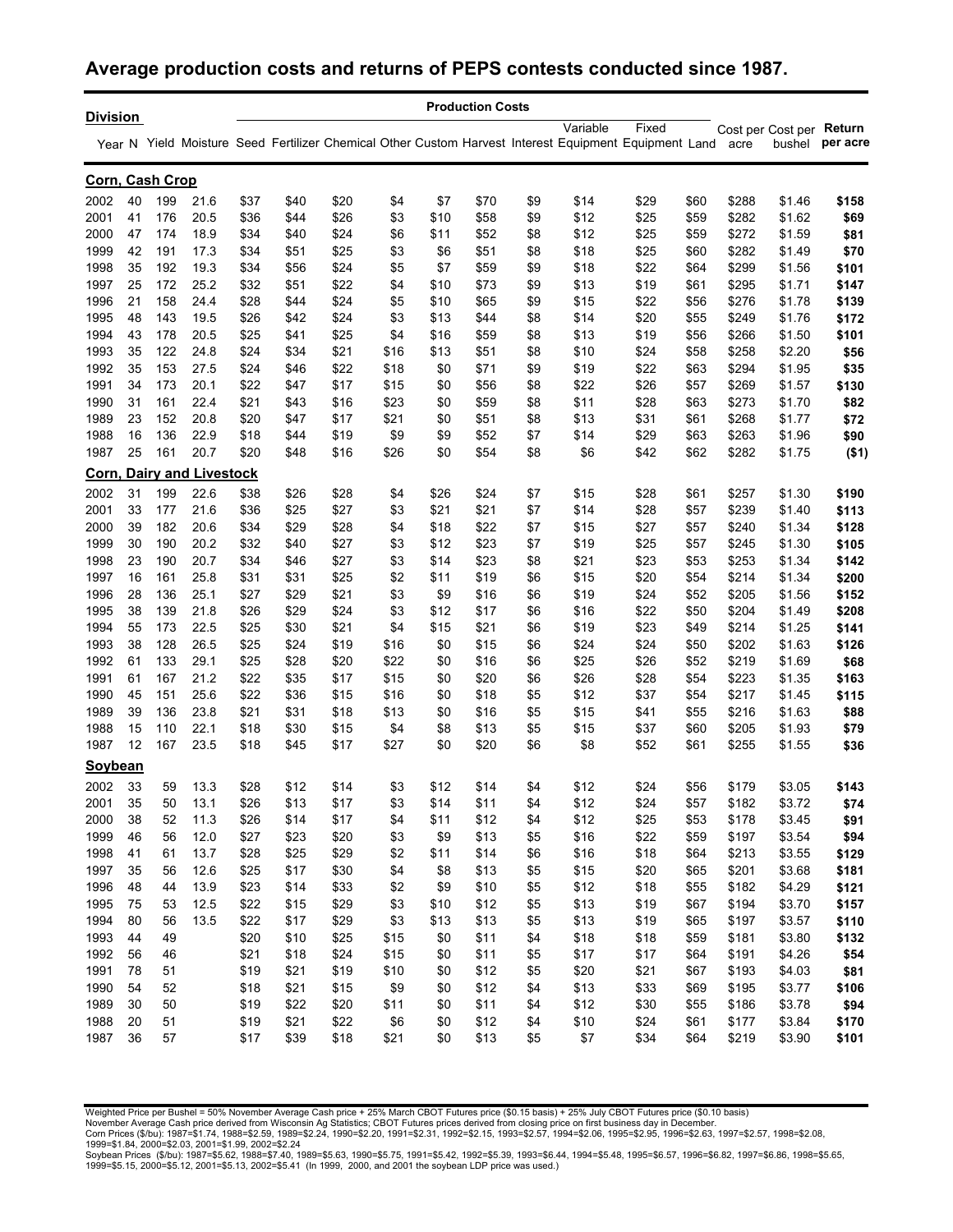## Average production costs and returns of PEPS contests conducted since 1987.

| Division | | | | Production Costs | | | | | | | | | | | | | |
|---|---|---|---|---|---|---|---|---|---|---|---|---|---|---|---|---|---|
| Year | N | Yield | Moisture | Seed | Fertilizer | Chemical | Other | Custom | Harvest | Interest | Variable Equipment | Fixed Equipment | Land | Cost per acre | Cost per bushel | Return per acre |
| **Corn, Cash Crop** | | | | | | | | | | | | | | | | |
| 2002 | 40 | 199 | 21.6 | $37 | $40 | $20 | $4 | $7 | $70 | $9 | $14 | $29 | $60 | $288 | $1.46 | **$158** |
| 2001 | 41 | 176 | 20.5 | $36 | $44 | $26 | $3 | $10 | $58 | $9 | $12 | $25 | $59 | $282 | $1.62 | **$69** |
| 2000 | 47 | 174 | 18.9 | $34 | $40 | $24 | $6 | $11 | $52 | $8 | $12 | $25 | $59 | $272 | $1.59 | **$81** |
| 1999 | 42 | 191 | 17.3 | $34 | $51 | $25 | $3 | $6 | $51 | $8 | $18 | $25 | $60 | $282 | $1.49 | **$70** |
| 1998 | 35 | 192 | 19.3 | $34 | $56 | $24 | $5 | $7 | $59 | $9 | $18 | $22 | $64 | $299 | $1.56 | **$101** |
| 1997 | 25 | 172 | 25.2 | $32 | $51 | $22 | $4 | $10 | $73 | $9 | $13 | $19 | $61 | $295 | $1.71 | **$147** |
| 1996 | 21 | 158 | 24.4 | $28 | $44 | $24 | $5 | $10 | $65 | $9 | $15 | $22 | $56 | $276 | $1.78 | **$139** |
| 1995 | 48 | 143 | 19.5 | $26 | $42 | $24 | $3 | $13 | $44 | $8 | $14 | $20 | $55 | $249 | $1.76 | **$172** |
| 1994 | 43 | 178 | 20.5 | $25 | $41 | $25 | $4 | $16 | $59 | $8 | $13 | $19 | $56 | $266 | $1.50 | **$101** |
| 1993 | 35 | 122 | 24.8 | $24 | $34 | $21 | $16 | $13 | $51 | $8 | $10 | $24 | $58 | $258 | $2.20 | **$56** |
| 1992 | 35 | 153 | 27.5 | $24 | $46 | $22 | $18 | $0 | $71 | $9 | $19 | $22 | $63 | $294 | $1.95 | **$35** |
| 1991 | 34 | 173 | 20.1 | $22 | $47 | $17 | $15 | $0 | $56 | $8 | $22 | $26 | $57 | $269 | $1.57 | **$130** |
| 1990 | 31 | 161 | 22.4 | $21 | $43 | $16 | $23 | $0 | $59 | $8 | $11 | $28 | $63 | $273 | $1.70 | **$82** |
| 1989 | 23 | 152 | 20.8 | $20 | $47 | $17 | $21 | $0 | $51 | $8 | $13 | $31 | $61 | $268 | $1.77 | **$72** |
| 1988 | 16 | 136 | 22.9 | $18 | $44 | $19 | $9 | $9 | $52 | $7 | $14 | $29 | $63 | $263 | $1.96 | **$90** |
| 1987 | 25 | 161 | 20.7 | $20 | $48 | $16 | $26 | $0 | $54 | $8 | $6 | $42 | $62 | $282 | $1.75 | **($1)** |
| **Corn, Dairy and Livestock** | | | | | | | | | | | | | | | | |
| 2002 | 31 | 199 | 22.6 | $38 | $26 | $28 | $4 | $26 | $24 | $7 | $15 | $28 | $61 | $257 | $1.30 | **$190** |
| 2001 | 33 | 177 | 21.6 | $36 | $25 | $27 | $3 | $21 | $21 | $7 | $14 | $28 | $57 | $239 | $1.40 | **$113** |
| 2000 | 39 | 182 | 20.6 | $34 | $29 | $28 | $4 | $18 | $22 | $7 | $15 | $27 | $57 | $240 | $1.34 | **$128** |
| 1999 | 30 | 190 | 20.2 | $32 | $40 | $27 | $3 | $12 | $23 | $7 | $19 | $25 | $57 | $245 | $1.30 | **$105** |
| 1998 | 23 | 190 | 20.7 | $34 | $46 | $27 | $3 | $14 | $23 | $8 | $21 | $23 | $53 | $253 | $1.34 | **$142** |
| 1997 | 16 | 161 | 25.8 | $31 | $31 | $25 | $2 | $11 | $19 | $6 | $15 | $20 | $54 | $214 | $1.34 | **$200** |
| 1996 | 28 | 136 | 25.1 | $27 | $29 | $21 | $3 | $9 | $16 | $6 | $19 | $24 | $52 | $205 | $1.56 | **$152** |
| 1995 | 38 | 139 | 21.8 | $26 | $29 | $24 | $3 | $12 | $17 | $6 | $16 | $22 | $50 | $204 | $1.49 | **$208** |
| 1994 | 55 | 173 | 22.5 | $25 | $30 | $21 | $4 | $15 | $21 | $6 | $19 | $23 | $49 | $214 | $1.25 | **$141** |
| 1993 | 38 | 128 | 26.5 | $25 | $24 | $19 | $16 | $0 | $15 | $6 | $24 | $24 | $50 | $202 | $1.63 | **$126** |
| 1992 | 61 | 133 | 29.1 | $25 | $28 | $20 | $22 | $0 | $16 | $6 | $25 | $26 | $52 | $219 | $1.69 | **$68** |
| 1991 | 61 | 167 | 21.2 | $22 | $35 | $17 | $15 | $0 | $20 | $6 | $26 | $28 | $54 | $223 | $1.35 | **$163** |
| 1990 | 45 | 151 | 25.6 | $22 | $36 | $15 | $16 | $0 | $18 | $5 | $12 | $37 | $54 | $217 | $1.45 | **$115** |
| 1989 | 39 | 136 | 23.8 | $21 | $31 | $18 | $13 | $0 | $16 | $5 | $15 | $41 | $55 | $216 | $1.63 | **$88** |
| 1988 | 15 | 110 | 22.1 | $18 | $30 | $15 | $4 | $8 | $13 | $5 | $15 | $37 | $60 | $205 | $1.93 | **$79** |
| 1987 | 12 | 167 | 23.5 | $18 | $45 | $17 | $27 | $0 | $20 | $6 | $8 | $52 | $61 | $255 | $1.55 | **$36** |
| **Soybean** | | | | | | | | | | | | | | | | |
| 2002 | 33 | 59 | 13.3 | $28 | $12 | $14 | $3 | $12 | $14 | $4 | $12 | $24 | $56 | $179 | $3.05 | **$143** |
| 2001 | 35 | 50 | 13.1 | $26 | $13 | $17 | $3 | $14 | $11 | $4 | $12 | $24 | $57 | $182 | $3.72 | **$74** |
| 2000 | 38 | 52 | 11.3 | $26 | $14 | $17 | $4 | $11 | $12 | $4 | $12 | $25 | $53 | $178 | $3.45 | **$91** |
| 1999 | 46 | 56 | 12.0 | $27 | $23 | $20 | $3 | $9 | $13 | $5 | $16 | $22 | $59 | $197 | $3.54 | **$94** |
| 1998 | 41 | 61 | 13.7 | $28 | $25 | $29 | $2 | $11 | $14 | $6 | $16 | $18 | $64 | $213 | $3.55 | **$129** |
| 1997 | 35 | 56 | 12.6 | $25 | $17 | $30 | $4 | $8 | $13 | $5 | $15 | $20 | $65 | $201 | $3.68 | **$181** |
| 1996 | 48 | 44 | 13.9 | $23 | $14 | $33 | $2 | $9 | $10 | $5 | $12 | $18 | $55 | $182 | $4.29 | **$121** |
| 1995 | 75 | 53 | 12.5 | $22 | $15 | $29 | $3 | $10 | $12 | $5 | $13 | $19 | $67 | $194 | $3.70 | **$157** |
| 1994 | 80 | 56 | 13.5 | $22 | $17 | $29 | $3 | $13 | $13 | $5 | $13 | $19 | $65 | $197 | $3.57 | **$110** |
| 1993 | 44 | 49 | | $20 | $10 | $25 | $15 | $0 | $11 | $4 | $18 | $18 | $59 | $181 | $3.80 | **$132** |
| 1992 | 56 | 46 | | $21 | $18 | $24 | $15 | $0 | $11 | $5 | $17 | $17 | $64 | $191 | $4.26 | **$54** |
| 1991 | 78 | 51 | | $19 | $21 | $19 | $10 | $0 | $12 | $5 | $20 | $21 | $67 | $193 | $4.03 | **$81** |
| 1990 | 54 | 52 | | $18 | $21 | $15 | $9 | $0 | $12 | $4 | $13 | $33 | $69 | $195 | $3.77 | **$106** |
| 1989 | 30 | 50 | | $19 | $22 | $20 | $11 | $0 | $11 | $4 | $12 | $30 | $55 | $186 | $3.78 | **$94** |
| 1988 | 20 | 51 | | $19 | $21 | $22 | $6 | $0 | $12 | $4 | $10 | $24 | $61 | $177 | $3.84 | **$170** |
| 1987 | 36 | 57 | | $17 | $39 | $18 | $21 | $0 | $13 | $5 | $7 | $34 | $64 | $219 | $3.90 | **$101** |

Weighted Price per Bushel = 50% November Average Cash price + 25% March CBOT Futures price ($0.15 basis) + 25% July CBOT Futures price ($0.10 basis)
November Average Cash price derived from Wisconsin Ag Statistics; CBOT Futures prices derived from closing price on first business day in December.
Corn Prices ($/bu): 1987=$1.74, 1988=$2.59, 1989=$2.24, 1990=$2.20, 1991=$2.31, 1992=$2.15, 1993=$2.57, 1994=$2.06, 1995=$2.95, 1996=$2.63, 1997=$2.57, 1998=$2.08, 1999=$1.84, 2000=$2.03, 2001=$1.99, 2002=$2.24
Soybean Prices ($/bu): 1987=$5.62, 1988=$7.40, 1989=$5.63, 1990=$5.75, 1991=$5.42, 1992=$5.39, 1993=$6.44, 1994=$5.48, 1995=$6.57, 1996=$6.82, 1997=$6.86, 1998=$5.65, 1999=$5.15, 2000=$5.12, 2001=$5.13, 2002=$5.41 (In 1999, 2000, and 2001 the soybean LDP price was used.)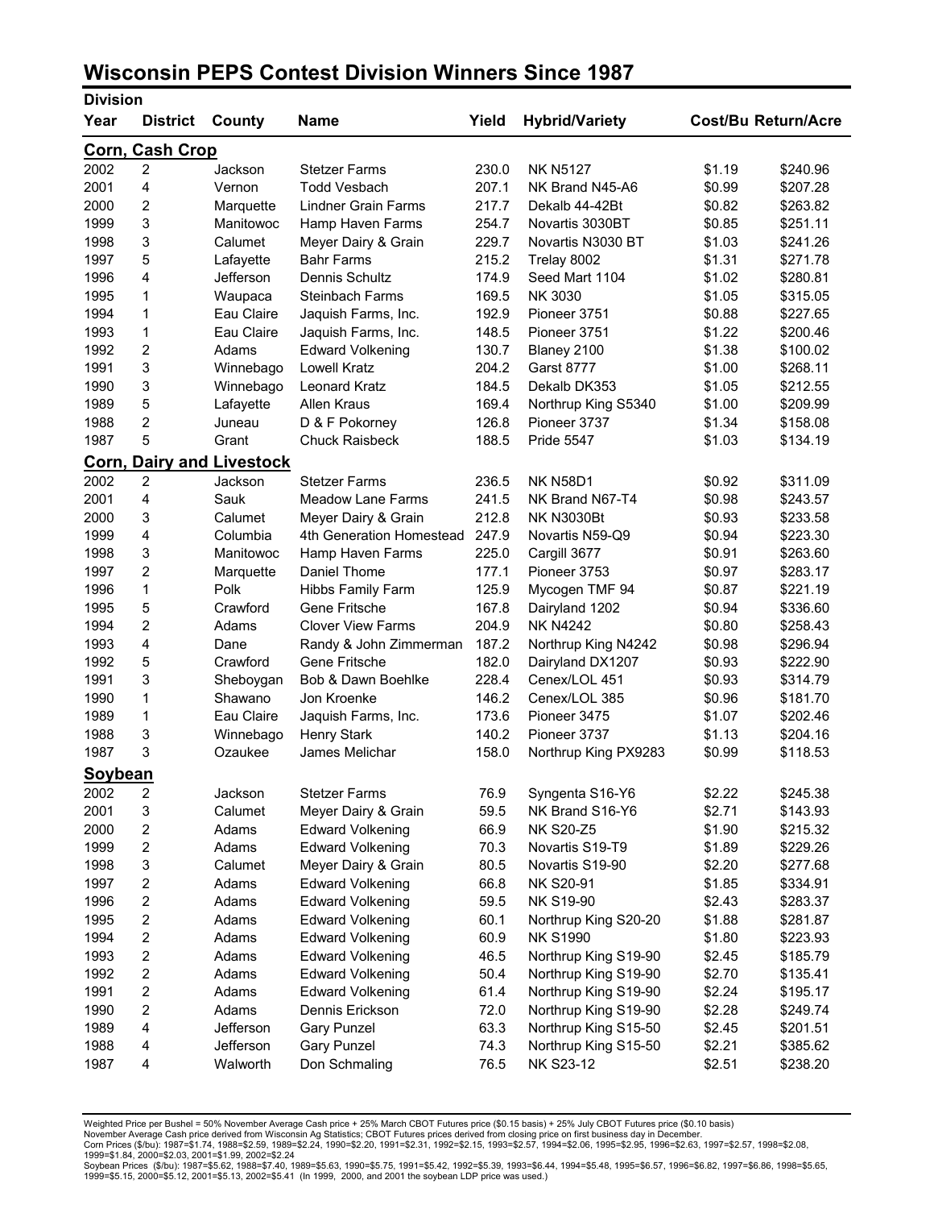# Wisconsin PEPS Contest Division Winners Since 1987

| Year | District | County | Name | Yield | Hybrid/Variety | Cost/Bu | Return/Acre |
|---|---|---|---|---|---|---|---|
| **Corn, Cash Crop** | | | | | | | |
| 2002 | 2 | Jackson | Stetzer Farms | 230.0 | NK N5127 | $1.19 | $240.96 |
| 2001 | 4 | Vernon | Todd Vesbach | 207.1 | NK Brand N45-A6 | $0.99 | $207.28 |
| 2000 | 2 | Marquette | Lindner Grain Farms | 217.7 | Dekalb 44-42Bt | $0.82 | $263.82 |
| 1999 | 3 | Manitowoc | Hamp Haven Farms | 254.7 | Novartis 3030BT | $0.85 | $251.11 |
| 1998 | 3 | Calumet | Meyer Dairy & Grain | 229.7 | Novartis N3030 BT | $1.03 | $241.26 |
| 1997 | 5 | Lafayette | Bahr Farms | 215.2 | Trelay 8002 | $1.31 | $271.78 |
| 1996 | 4 | Jefferson | Dennis Schultz | 174.9 | Seed Mart 1104 | $1.02 | $280.81 |
| 1995 | 1 | Waupaca | Steinbach Farms | 169.5 | NK 3030 | $1.05 | $315.05 |
| 1994 | 1 | Eau Claire | Jaquish Farms, Inc. | 192.9 | Pioneer 3751 | $0.88 | $227.65 |
| 1993 | 1 | Eau Claire | Jaquish Farms, Inc. | 148.5 | Pioneer 3751 | $1.22 | $200.46 |
| 1992 | 2 | Adams | Edward Volkening | 130.7 | Blaney 2100 | $1.38 | $100.02 |
| 1991 | 3 | Winnebago | Lowell Kratz | 204.2 | Garst 8777 | $1.00 | $268.11 |
| 1990 | 3 | Winnebago | Leonard Kratz | 184.5 | Dekalb DK353 | $1.05 | $212.55 |
| 1989 | 5 | Lafayette | Allen Kraus | 169.4 | Northrup King S5340 | $1.00 | $209.99 |
| 1988 | 2 | Juneau | D & F Pokorney | 126.8 | Pioneer 3737 | $1.34 | $158.08 |
| 1987 | 5 | Grant | Chuck Raisbeck | 188.5 | Pride 5547 | $1.03 | $134.19 |
| **Corn, Dairy and Livestock** | | | | | | | |
| 2002 | 2 | Jackson | Stetzer Farms | 236.5 | NK N58D1 | $0.92 | $311.09 |
| 2001 | 4 | Sauk | Meadow Lane Farms | 241.5 | NK Brand N67-T4 | $0.98 | $243.57 |
| 2000 | 3 | Calumet | Meyer Dairy & Grain | 212.8 | NK N3030Bt | $0.93 | $233.58 |
| 1999 | 4 | Columbia | 4th Generation Homestead | 247.9 | Novartis N59-Q9 | $0.94 | $223.30 |
| 1998 | 3 | Manitowoc | Hamp Haven Farms | 225.0 | Cargill 3677 | $0.91 | $263.60 |
| 1997 | 2 | Marquette | Daniel Thome | 177.1 | Pioneer 3753 | $0.97 | $283.17 |
| 1996 | 1 | Polk | Hibbs Family Farm | 125.9 | Mycogen TMF 94 | $0.87 | $221.19 |
| 1995 | 5 | Crawford | Gene Fritsche | 167.8 | Dairyland 1202 | $0.94 | $336.60 |
| 1994 | 2 | Adams | Clover View Farms | 204.9 | NK N4242 | $0.80 | $258.43 |
| 1993 | 4 | Dane | Randy & John Zimmerman | 187.2 | Northrup King N4242 | $0.98 | $296.94 |
| 1992 | 5 | Crawford | Gene Fritsche | 182.0 | Dairyland DX1207 | $0.93 | $222.90 |
| 1991 | 3 | Sheboygan | Bob & Dawn Boehlke | 228.4 | Cenex/LOL 451 | $0.93 | $314.79 |
| 1990 | 1 | Shawano | Jon Kroenke | 146.2 | Cenex/LOL 385 | $0.96 | $181.70 |
| 1989 | 1 | Eau Claire | Jaquish Farms, Inc. | 173.6 | Pioneer 3475 | $1.07 | $202.46 |
| 1988 | 3 | Winnebago | Henry Stark | 140.2 | Pioneer 3737 | $1.13 | $204.16 |
| 1987 | 3 | Ozaukee | James Melichar | 158.0 | Northrup King PX9283 | $0.99 | $118.53 |
| **Soybean** | | | | | | | |
| 2002 | 2 | Jackson | Stetzer Farms | 76.9 | Syngenta S16-Y6 | $2.22 | $245.38 |
| 2001 | 3 | Calumet | Meyer Dairy & Grain | 59.5 | NK Brand S16-Y6 | $2.71 | $143.93 |
| 2000 | 2 | Adams | Edward Volkening | 66.9 | NK S20-Z5 | $1.90 | $215.32 |
| 1999 | 2 | Adams | Edward Volkening | 70.3 | Novartis S19-T9 | $1.89 | $229.26 |
| 1998 | 3 | Calumet | Meyer Dairy & Grain | 80.5 | Novartis S19-90 | $2.20 | $277.68 |
| 1997 | 2 | Adams | Edward Volkening | 66.8 | NK S20-91 | $1.85 | $334.91 |
| 1996 | 2 | Adams | Edward Volkening | 59.5 | NK S19-90 | $2.43 | $283.37 |
| 1995 | 2 | Adams | Edward Volkening | 60.1 | Northrup King S20-20 | $1.88 | $281.87 |
| 1994 | 2 | Adams | Edward Volkening | 60.9 | NK S1990 | $1.80 | $223.93 |
| 1993 | 2 | Adams | Edward Volkening | 46.5 | Northrup King S19-90 | $2.45 | $185.79 |
| 1992 | 2 | Adams | Edward Volkening | 50.4 | Northrup King S19-90 | $2.70 | $135.41 |
| 1991 | 2 | Adams | Edward Volkening | 61.4 | Northrup King S19-90 | $2.24 | $195.17 |
| 1990 | 2 | Adams | Dennis Erickson | 72.0 | Northrup King S19-90 | $2.28 | $249.74 |
| 1989 | 4 | Jefferson | Gary Punzel | 63.3 | Northrup King S15-50 | $2.45 | $201.51 |
| 1988 | 4 | Jefferson | Gary Punzel | 74.3 | Northrup King S15-50 | $2.21 | $385.62 |
| 1987 | 4 | Walworth | Don Schmaling | 76.5 | NK S23-12 | $2.51 | $238.20 |

Weighted Price per Bushel = 50% November Average Cash price + 25% March CBOT Futures price ($0.15 basis) + 25% July CBOT Futures price ($0.10 basis)
November Average Cash price derived from Wisconsin Ag Statistics; CBOT Futures prices derived from closing price on first business day in December.
Corn Prices ($/bu): 1987=$1.74, 1988=$2.59, 1989=$2.24, 1990=$2.20, 1991=$2.31, 1992=$2.15, 1993=$2.57, 1994=$2.06, 1995=$2.95, 1996=$2.63, 1997=$2.57, 1998=$2.08, 1999=$1.84, 2000=$2.03, 2001=$1.99, 2002=$2.24
Soybean Prices ($/bu): 1987=$5.62, 1988=$7.40, 1989=$5.63, 1990=$5.75, 1991=$5.42, 1992=$5.39, 1993=$6.44, 1994=$5.48, 1995=$6.57, 1996=$6.82, 1997=$6.86, 1998=$5.65, 1999=$5.15, 2000=$5.12, 2001=$5.13, 2002=$5.41 (In 1999, 2000, and 2001 the soybean LDP price was used.)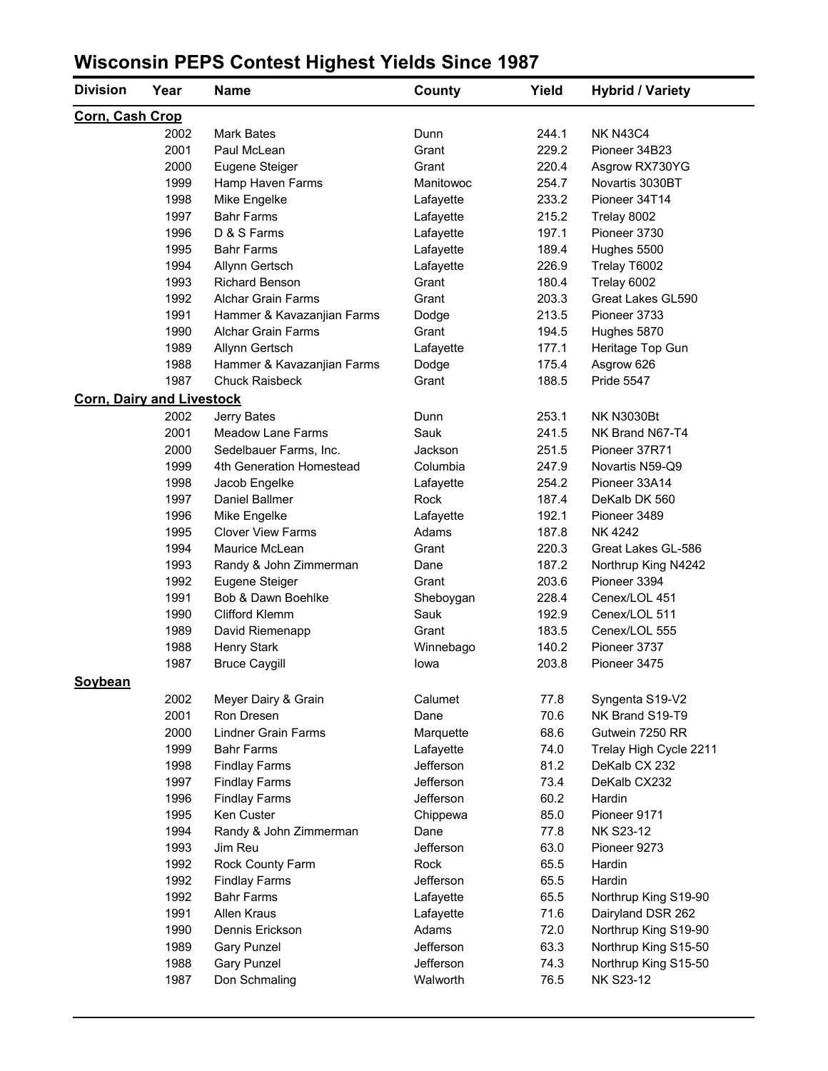# Wisconsin PEPS Contest Highest Yields Since 1987

| Division | Year | Name | County | Yield | Hybrid / Variety |
|---|---|---|---|---|---|
| **Corn, Cash Crop** | | | | | |
| | 2002 | Mark Bates | Dunn | 244.1 | NK N43C4 |
| | 2001 | Paul McLean | Grant | 229.2 | Pioneer 34B23 |
| | 2000 | Eugene Steiger | Grant | 220.4 | Asgrow RX730YG |
| | 1999 | Hamp Haven Farms | Manitowoc | 254.7 | Novartis 3030BT |
| | 1998 | Mike Engelke | Lafayette | 233.2 | Pioneer 34T14 |
| | 1997 | Bahr Farms | Lafayette | 215.2 | Trelay 8002 |
| | 1996 | D & S Farms | Lafayette | 197.1 | Pioneer 3730 |
| | 1995 | Bahr Farms | Lafayette | 189.4 | Hughes 5500 |
| | 1994 | Allynn Gertsch | Lafayette | 226.9 | Trelay T6002 |
| | 1993 | Richard Benson | Grant | 180.4 | Trelay 6002 |
| | 1992 | Alchar Grain Farms | Grant | 203.3 | Great Lakes GL590 |
| | 1991 | Hammer & Kavazanjian Farms | Dodge | 213.5 | Pioneer 3733 |
| | 1990 | Alchar Grain Farms | Grant | 194.5 | Hughes 5870 |
| | 1989 | Allynn Gertsch | Lafayette | 177.1 | Heritage Top Gun |
| | 1988 | Hammer & Kavazanjian Farms | Dodge | 175.4 | Asgrow 626 |
| | 1987 | Chuck Raisbeck | Grant | 188.5 | Pride 5547 |
| **Corn, Dairy and Livestock** | | | | | |
| | 2002 | Jerry Bates | Dunn | 253.1 | NK N3030Bt |
| | 2001 | Meadow Lane Farms | Sauk | 241.5 | NK Brand N67-T4 |
| | 2000 | Sedelbauer Farms, Inc. | Jackson | 251.5 | Pioneer 37R71 |
| | 1999 | 4th Generation Homestead | Columbia | 247.9 | Novartis N59-Q9 |
| | 1998 | Jacob Engelke | Lafayette | 254.2 | Pioneer 33A14 |
| | 1997 | Daniel Ballmer | Rock | 187.4 | DeKalb DK 560 |
| | 1996 | Mike Engelke | Lafayette | 192.1 | Pioneer 3489 |
| | 1995 | Clover View Farms | Adams | 187.8 | NK 4242 |
| | 1994 | Maurice McLean | Grant | 220.3 | Great Lakes GL-586 |
| | 1993 | Randy & John Zimmerman | Dane | 187.2 | Northrup King N4242 |
| | 1992 | Eugene Steiger | Grant | 203.6 | Pioneer 3394 |
| | 1991 | Bob & Dawn Boehlke | Sheboygan | 228.4 | Cenex/LOL 451 |
| | 1990 | Clifford Klemm | Sauk | 192.9 | Cenex/LOL 511 |
| | 1989 | David Riemenapp | Grant | 183.5 | Cenex/LOL 555 |
| | 1988 | Henry Stark | Winnebago | 140.2 | Pioneer 3737 |
| | 1987 | Bruce Caygill | Iowa | 203.8 | Pioneer 3475 |
| **Soybean** | | | | | |
| | 2002 | Meyer Dairy & Grain | Calumet | 77.8 | Syngenta S19-V2 |
| | 2001 | Ron Dresen | Dane | 70.6 | NK Brand S19-T9 |
| | 2000 | Lindner Grain Farms | Marquette | 68.6 | Gutwein 7250 RR |
| | 1999 | Bahr Farms | Lafayette | 74.0 | Trelay High Cycle 2211 |
| | 1998 | Findlay Farms | Jefferson | 81.2 | DeKalb CX 232 |
| | 1997 | Findlay Farms | Jefferson | 73.4 | DeKalb CX232 |
| | 1996 | Findlay Farms | Jefferson | 60.2 | Hardin |
| | 1995 | Ken Custer | Chippewa | 85.0 | Pioneer 9171 |
| | 1994 | Randy & John Zimmerman | Dane | 77.8 | NK S23-12 |
| | 1993 | Jim Reu | Jefferson | 63.0 | Pioneer 9273 |
| | 1992 | Rock County Farm | Rock | 65.5 | Hardin |
| | 1992 | Findlay Farms | Jefferson | 65.5 | Hardin |
| | 1992 | Bahr Farms | Lafayette | 65.5 | Northrup King S19-90 |
| | 1991 | Allen Kraus | Lafayette | 71.6 | Dairyland DSR 262 |
| | 1990 | Dennis Erickson | Adams | 72.0 | Northrup King S19-90 |
| | 1989 | Gary Punzel | Jefferson | 63.3 | Northrup King S15-50 |
| | 1988 | Gary Punzel | Jefferson | 74.3 | Northrup King S15-50 |
| | 1987 | Don Schmaling | Walworth | 76.5 | NK S23-12 |